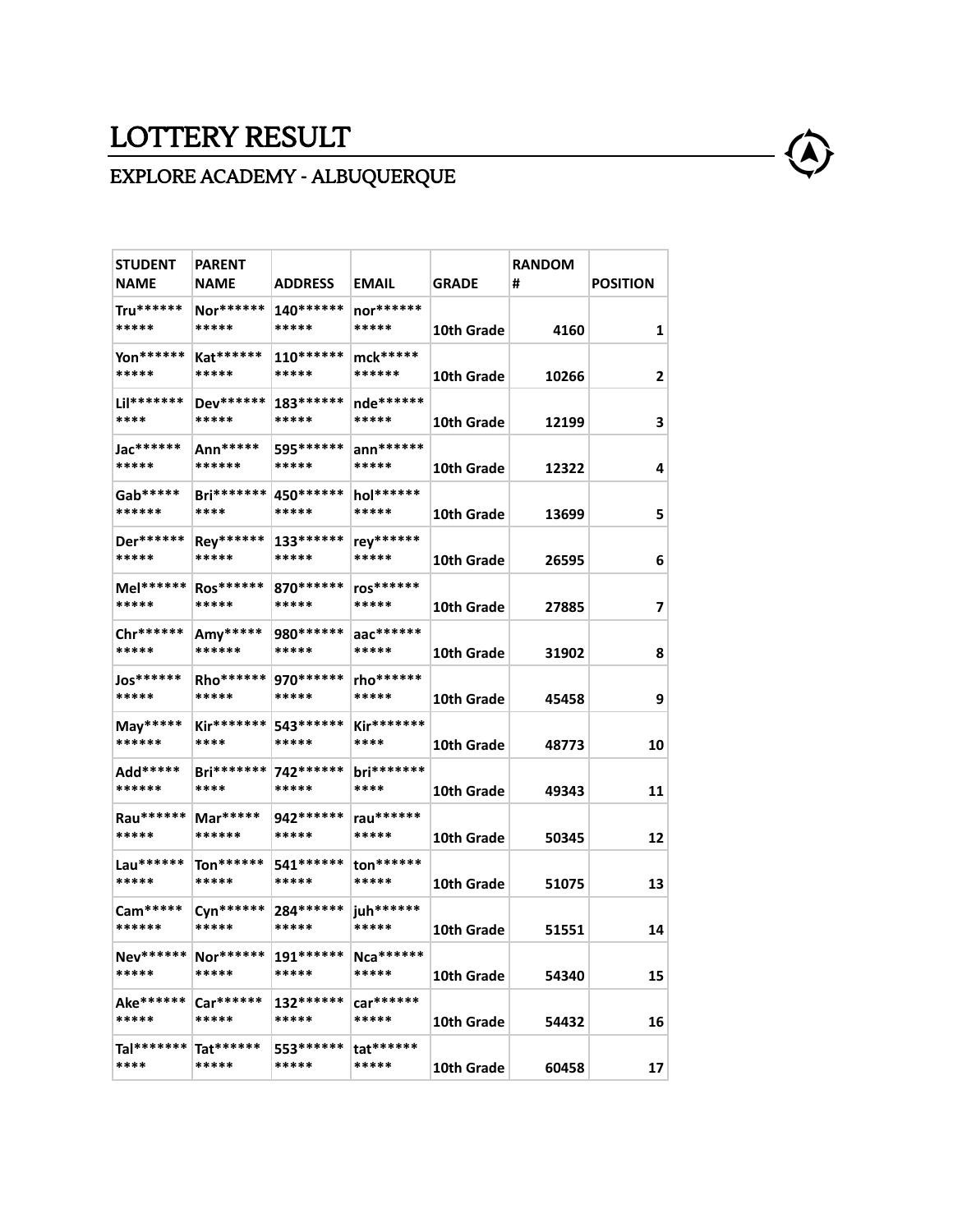# LOTTERY RESULT

## EXPLORE ACADEMY - ALBUQUERQUE

| STUDENT NAME | PARENT NAME | ADDRESS | EMAIL | GRADE | RANDOM # | POSITION |
|---|---|---|---|---|---|---|
| Tru*********** | Nor*********** | 140*********** | nor*********** | 10th Grade | 4160 | 1 |
| Yon*********** | Kat*********** | 110*********** | mck*********** | 10th Grade | 10266 | 2 |
| Lil*********** | Dev*********** | 183*********** | nde*********** | 10th Grade | 12199 | 3 |
| Jac*********** | Ann*********** | 595*********** | ann*********** | 10th Grade | 12322 | 4 |
| Gab*********** | Bri*********** | 450*********** | hol*********** | 10th Grade | 13699 | 5 |
| Der*********** | Rey*********** | 133*********** | rey*********** | 10th Grade | 26595 | 6 |
| Mel*********** | Ros*********** | 870*********** | ros*********** | 10th Grade | 27885 | 7 |
| Chr*********** | Amy*********** | 980*********** | aac*********** | 10th Grade | 31902 | 8 |
| Jos*********** | Rho*********** | 970*********** | rho*********** | 10th Grade | 45458 | 9 |
| May*********** | Kir*********** | 543*********** | Kir*********** | 10th Grade | 48773 | 10 |
| Add*********** | Bri*********** | 742*********** | bri*********** | 10th Grade | 49343 | 11 |
| Rau*********** | Mar*********** | 942*********** | rau*********** | 10th Grade | 50345 | 12 |
| Lau*********** | Ton*********** | 541*********** | ton*********** | 10th Grade | 51075 | 13 |
| Cam*********** | Cyn*********** | 284*********** | juh*********** | 10th Grade | 51551 | 14 |
| Nev*********** | Nor*********** | 191*********** | Nca*********** | 10th Grade | 54340 | 15 |
| Ake*********** | Car*********** | 132*********** | car*********** | 10th Grade | 54432 | 16 |
| Tal*********** | Tat*********** | 553*********** | tat*********** | 10th Grade | 60458 | 17 |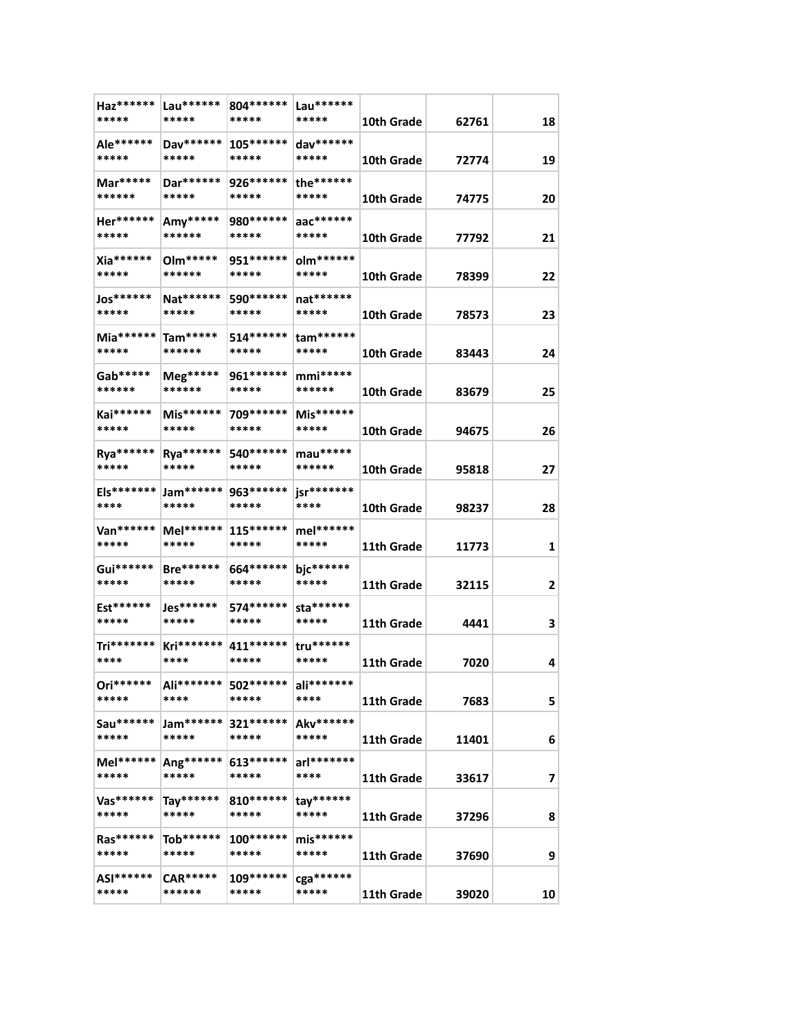| | | | | | | |
|---|---|---|---|---|---|---|
| Haz*********** | Lau*********** | 804*********** | Lau*********** | 10th Grade | 62761 | 18 |
| Ale*********** | Dav*********** | 105*********** | dav*********** | 10th Grade | 72774 | 19 |
| Mar*********** | Dar*********** | 926*********** | the*********** | 10th Grade | 74775 | 20 |
| Her*********** | Amy*********** | 980*********** | aac*********** | 10th Grade | 77792 | 21 |
| Xia*********** | Olm*********** | 951*********** | olm*********** | 10th Grade | 78399 | 22 |
| Jos*********** | Nat*********** | 590*********** | nat*********** | 10th Grade | 78573 | 23 |
| Mia*********** | Tam*********** | 514*********** | tam*********** | 10th Grade | 83443 | 24 |
| Gab*********** | Meg*********** | 961*********** | mmi*********** | 10th Grade | 83679 | 25 |
| Kai*********** | Mis*********** | 709*********** | Mis*********** | 10th Grade | 94675 | 26 |
| Rya*********** | Rya*********** | 540*********** | mau*********** | 10th Grade | 95818 | 27 |
| Els*********** | Jam*********** | 963*********** | jsr*********** | 10th Grade | 98237 | 28 |
| Van*********** | Mel*********** | 115*********** | mel*********** | 11th Grade | 11773 | 1 |
| Gui*********** | Bre*********** | 664*********** | bjc*********** | 11th Grade | 32115 | 2 |
| Est*********** | Jes*********** | 574*********** | sta*********** | 11th Grade | 4441 | 3 |
| Tri*********** | Kri*********** | 411*********** | tru*********** | 11th Grade | 7020 | 4 |
| Ori*********** | Ali*********** | 502*********** | ali*********** | 11th Grade | 7683 | 5 |
| Sau*********** | Jam*********** | 321*********** | Akv*********** | 11th Grade | 11401 | 6 |
| Mel*********** | Ang*********** | 613*********** | arl*********** | 11th Grade | 33617 | 7 |
| Vas*********** | Tay*********** | 810*********** | tay*********** | 11th Grade | 37296 | 8 |
| Ras*********** | Tob*********** | 100*********** | mis*********** | 11th Grade | 37690 | 9 |
| ASI*********** | CAR*********** | 109*********** | cga*********** | 11th Grade | 39020 | 10 |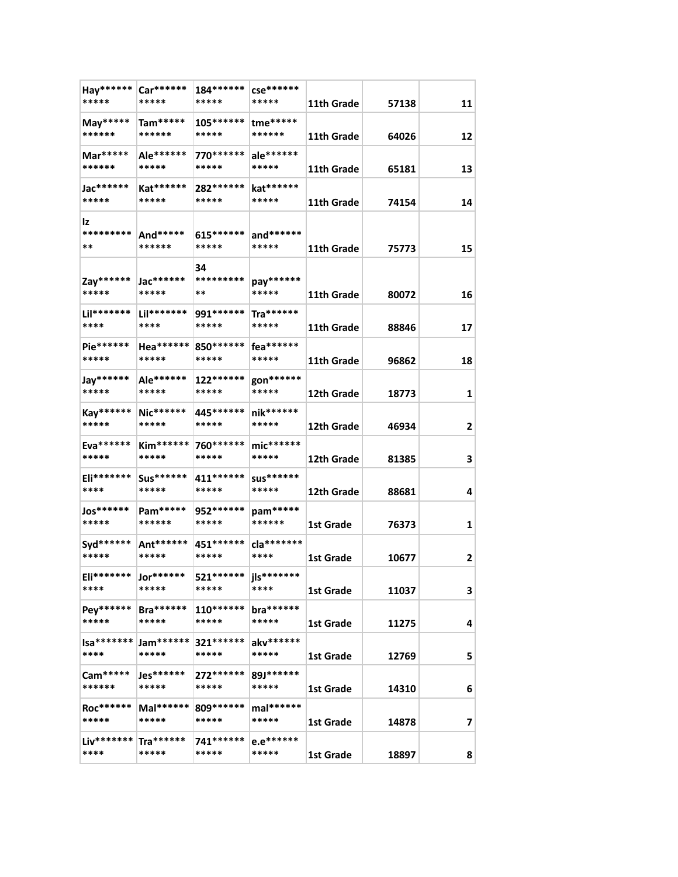| | | | | | | |
|---|---|---|---|---|---|---|
| Hay*********** | Car*********** | 184*********** | cse*********** | 11th Grade | 57138 | 11 |
| May*********** | Tam*********** | 105*********** | tme*********** | 11th Grade | 64026 | 12 |
| Mar*********** | Ale*********** | 770*********** | ale*********** | 11th Grade | 65181 | 13 |
| Jac*********** | Kat*********** | 282*********** | kat*********** | 11th Grade | 74154 | 14 |
| Iz *********** | And*********** | 615*********** | and*********** | 11th Grade | 75773 | 15 |
| Zay*********** | Jac*********** | 34 *********** | pay*********** | 11th Grade | 80072 | 16 |
| Lil*********** | Lil*********** | 991*********** | Tra*********** | 11th Grade | 88846 | 17 |
| Pie*********** | Hea*********** | 850*********** | fea*********** | 11th Grade | 96862 | 18 |
| Jay*********** | Ale*********** | 122*********** | gon*********** | 12th Grade | 18773 | 1 |
| Kay*********** | Nic*********** | 445*********** | nik*********** | 12th Grade | 46934 | 2 |
| Eva*********** | Kim*********** | 760*********** | mic*********** | 12th Grade | 81385 | 3 |
| Eli*********** | Sus*********** | 411*********** | sus*********** | 12th Grade | 88681 | 4 |
| Jos*********** | Pam*********** | 952*********** | pam*********** | 1st Grade | 76373 | 1 |
| Syd*********** | Ant*********** | 451*********** | cla*********** | 1st Grade | 10677 | 2 |
| Eli*********** | Jor*********** | 521*********** | jls*********** | 1st Grade | 11037 | 3 |
| Pey*********** | Bra*********** | 110*********** | bra*********** | 1st Grade | 11275 | 4 |
| Isa*********** | Jam*********** | 321*********** | akv*********** | 1st Grade | 12769 | 5 |
| Cam*********** | Jes*********** | 272*********** | 89J*********** | 1st Grade | 14310 | 6 |
| Roc*********** | Mal*********** | 809*********** | mal*********** | 1st Grade | 14878 | 7 |
| Liv*********** | Tra*********** | 741*********** | e.e*********** | 1st Grade | 18897 | 8 |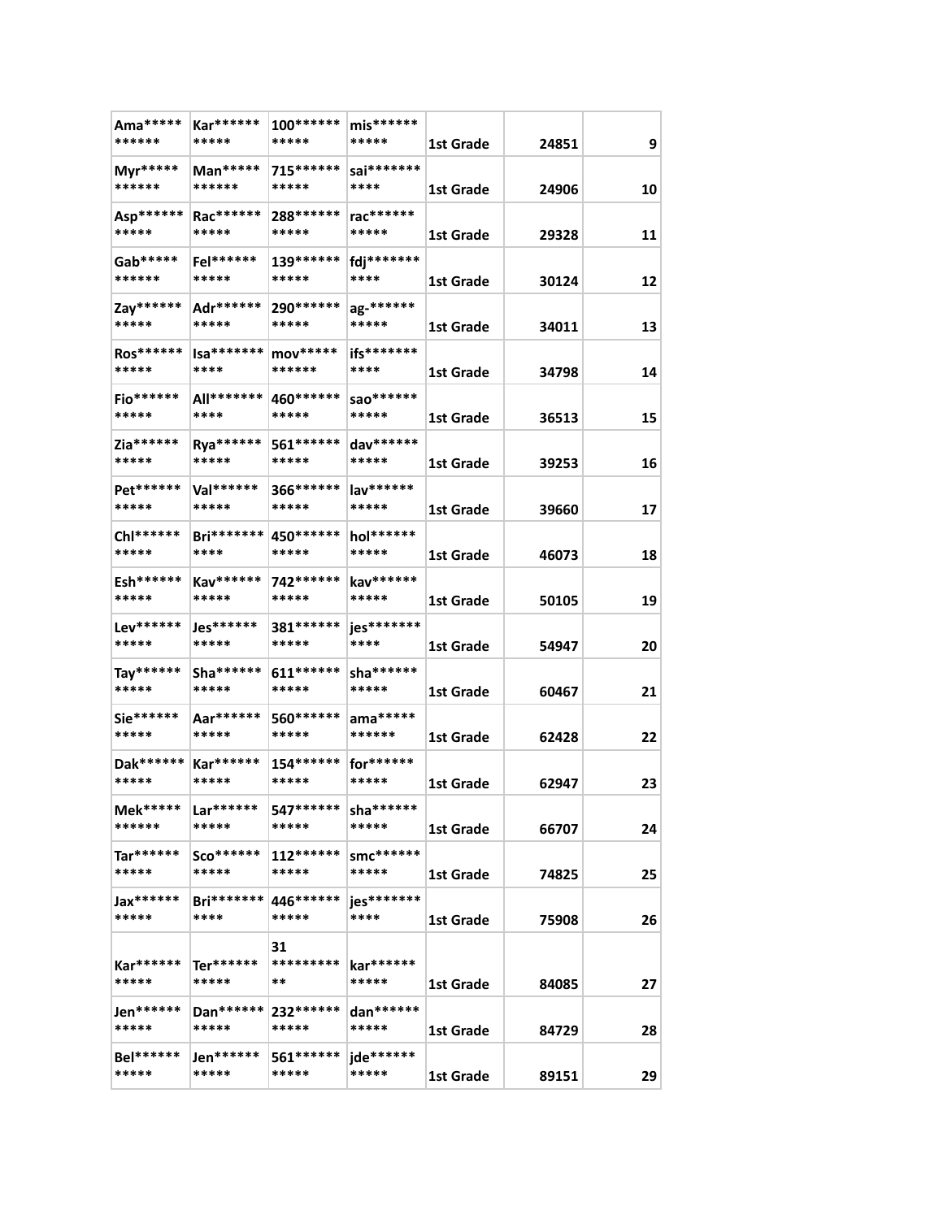| Ama***** ****** | Kar****** ***** | 100****** ***** | mis****** ***** | 1st Grade | 24851 | 9 |
|---|---|---|---|---|---|---|
| Myr***** ****** | Man***** ****** | 715****** ***** | sai******* **** | 1st Grade | 24906 | 10 |
| Asp****** ***** | Rac****** ***** | 288****** ***** | rac****** ***** | 1st Grade | 29328 | 11 |
| Gab***** ****** | Fel****** ***** | 139****** ***** | fdj******* **** | 1st Grade | 30124 | 12 |
| Zay****** ***** | Adr****** ***** | 290****** ***** | ag-****** ***** | 1st Grade | 34011 | 13 |
| Ros****** ***** | Isa******* **** | mov***** ****** | ifs******* **** | 1st Grade | 34798 | 14 |
| Fio****** ***** | All******* **** | 460****** ***** | sao****** ***** | 1st Grade | 36513 | 15 |
| Zia****** ***** | Rya****** ***** | 561****** ***** | dav****** ***** | 1st Grade | 39253 | 16 |
| Pet****** ***** | Val****** ***** | 366****** ***** | lav****** ***** | 1st Grade | 39660 | 17 |
| Chl****** ***** | Bri******* **** | 450****** ***** | hol****** ***** | 1st Grade | 46073 | 18 |
| Esh****** ***** | Kav****** ***** | 742****** ***** | kav****** ***** | 1st Grade | 50105 | 19 |
| Lev****** ***** | Jes****** ***** | 381****** ***** | jes******* **** | 1st Grade | 54947 | 20 |
| Tay****** ***** | Sha****** ***** | 611****** ***** | sha****** ***** | 1st Grade | 60467 | 21 |
| Sie****** ***** | Aar****** ***** | 560****** ***** | ama***** ****** | 1st Grade | 62428 | 22 |
| Dak****** ***** | Kar****** ***** | 154****** ***** | for****** ***** | 1st Grade | 62947 | 23 |
| Mek***** ****** | Lar****** ***** | 547****** ***** | sha****** ***** | 1st Grade | 66707 | 24 |
| Tar****** ***** | Sco****** ***** | 112****** ***** | smc****** ***** | 1st Grade | 74825 | 25 |
| Jax****** ***** | Bri******* **** | 446****** ***** | jes******* **** | 1st Grade | 75908 | 26 |
| Kar****** ***** | Ter****** ***** | 31 ********* ** | kar****** ***** | 1st Grade | 84085 | 27 |
| Jen****** ***** | Dan****** ***** | 232****** ***** | dan****** ***** | 1st Grade | 84729 | 28 |
| Bel****** ***** | Jen****** ***** | 561****** ***** | jde****** ***** | 1st Grade | 89151 | 29 |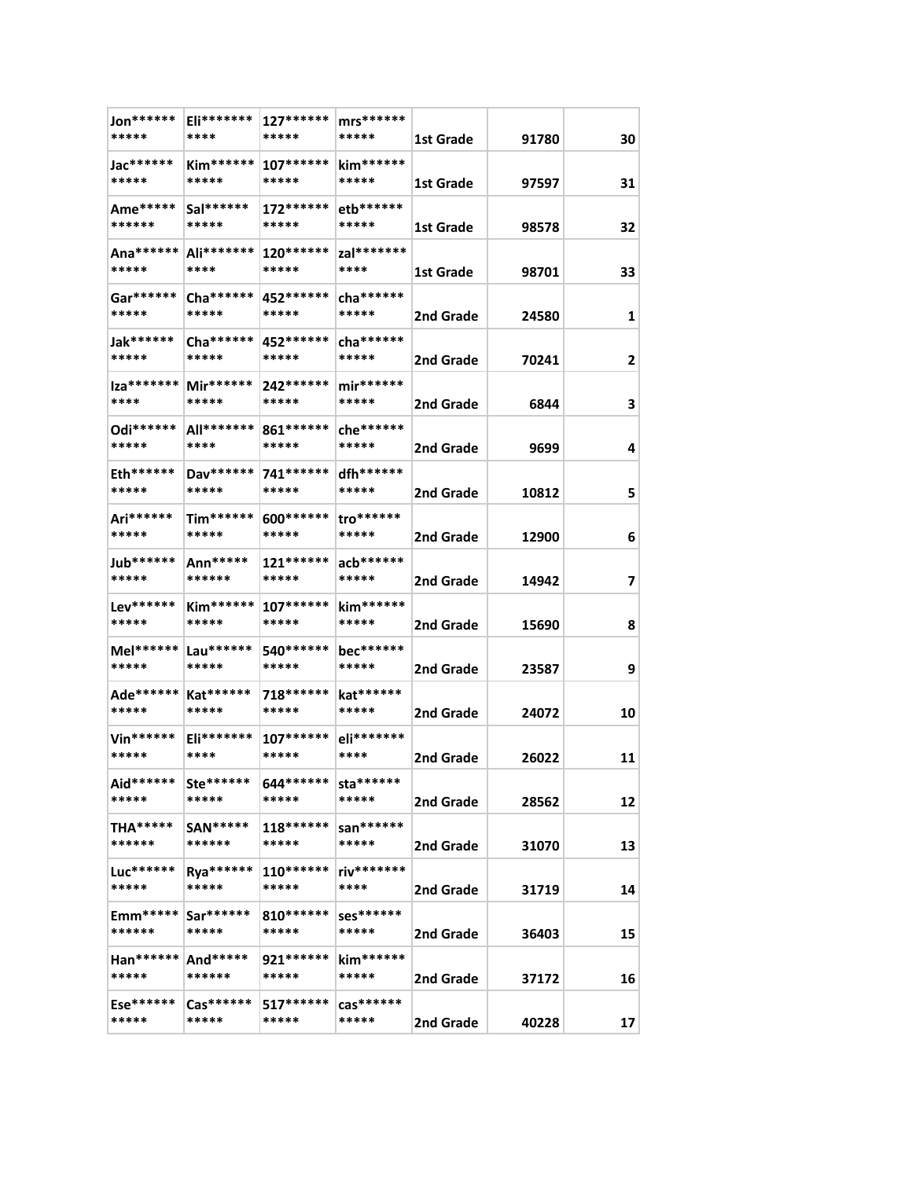| | | | | | | |
|---|---|---|---|---|---|---|
| Jon*********** | Eli*********** | 127*********** | mrs*********** | 1st Grade | 91780 | 30 |
| Jac*********** | Kim*********** | 107*********** | kim*********** | 1st Grade | 97597 | 31 |
| Ame*********** | Sal*********** | 172*********** | etb*********** | 1st Grade | 98578 | 32 |
| Ana*********** | Ali*********** | 120*********** | zal*********** | 1st Grade | 98701 | 33 |
| Gar*********** | Cha*********** | 452*********** | cha*********** | 2nd Grade | 24580 | 1 |
| Jak*********** | Cha*********** | 452*********** | cha*********** | 2nd Grade | 70241 | 2 |
| Iza*********** | Mir*********** | 242*********** | mir*********** | 2nd Grade | 6844 | 3 |
| Odi*********** | All*********** | 861*********** | che*********** | 2nd Grade | 9699 | 4 |
| Eth*********** | Dav*********** | 741*********** | dfh*********** | 2nd Grade | 10812 | 5 |
| Ari*********** | Tim*********** | 600*********** | tro*********** | 2nd Grade | 12900 | 6 |
| Jub*********** | Ann*********** | 121*********** | acb*********** | 2nd Grade | 14942 | 7 |
| Lev*********** | Kim*********** | 107*********** | kim*********** | 2nd Grade | 15690 | 8 |
| Mel*********** | Lau*********** | 540*********** | bec*********** | 2nd Grade | 23587 | 9 |
| Ade*********** | Kat*********** | 718*********** | kat*********** | 2nd Grade | 24072 | 10 |
| Vin*********** | Eli*********** | 107*********** | eli*********** | 2nd Grade | 26022 | 11 |
| Aid*********** | Ste*********** | 644*********** | sta*********** | 2nd Grade | 28562 | 12 |
| THA*********** | SAN*********** | 118*********** | san*********** | 2nd Grade | 31070 | 13 |
| Luc*********** | Rya*********** | 110*********** | riv*********** | 2nd Grade | 31719 | 14 |
| Emm*********** | Sar*********** | 810*********** | ses*********** | 2nd Grade | 36403 | 15 |
| Han*********** | And*********** | 921*********** | kim*********** | 2nd Grade | 37172 | 16 |
| Ese*********** | Cas*********** | 517*********** | cas*********** | 2nd Grade | 40228 | 17 |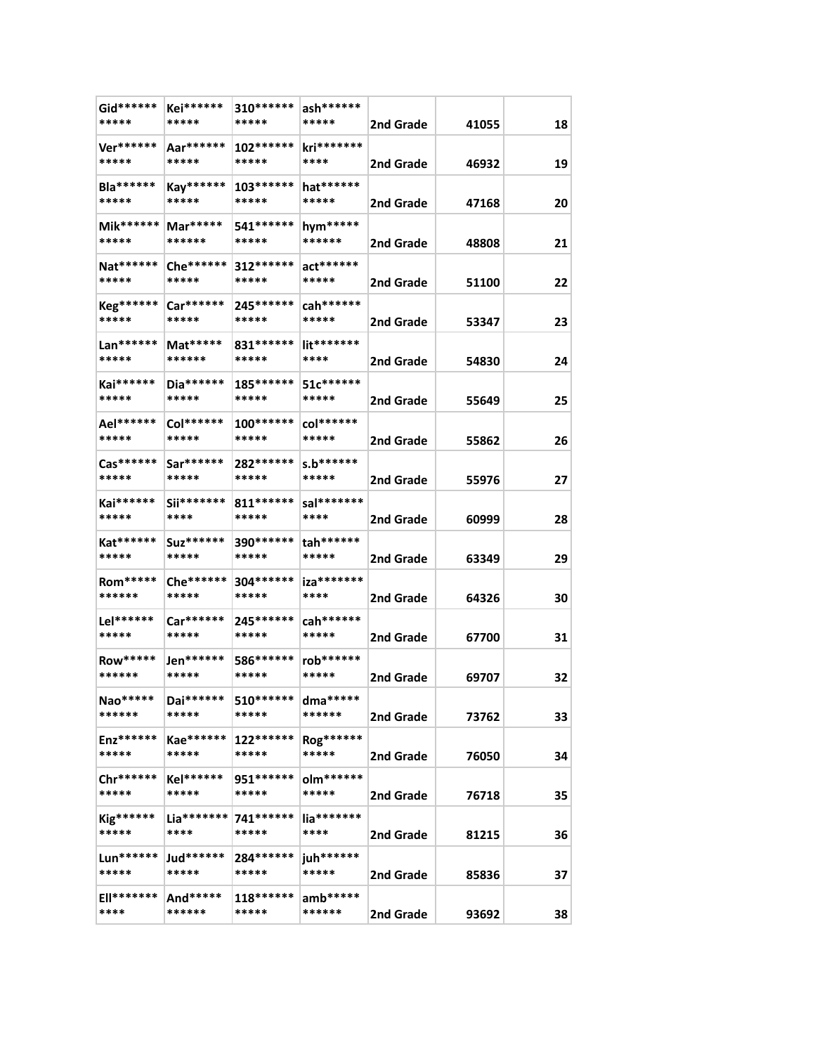| | | | | | | |
|---|---|---|---|---|---|---|
| Gid*********** | Kei*********** | 310*********** | ash*********** | 2nd Grade | 41055 | 18 |
| Ver*********** | Aar*********** | 102*********** | kri*********** | 2nd Grade | 46932 | 19 |
| Bla*********** | Kay*********** | 103*********** | hat*********** | 2nd Grade | 47168 | 20 |
| Mik*********** | Mar*********** | 541*********** | hym*********** | 2nd Grade | 48808 | 21 |
| Nat*********** | Che*********** | 312*********** | act*********** | 2nd Grade | 51100 | 22 |
| Keg*********** | Car*********** | 245*********** | cah*********** | 2nd Grade | 53347 | 23 |
| Lan*********** | Mat*********** | 831*********** | lit*********** | 2nd Grade | 54830 | 24 |
| Kai*********** | Dia*********** | 185*********** | 51c*********** | 2nd Grade | 55649 | 25 |
| Ael*********** | Col*********** | 100*********** | col*********** | 2nd Grade | 55862 | 26 |
| Cas*********** | Sar*********** | 282*********** | s.b*********** | 2nd Grade | 55976 | 27 |
| Kai*********** | Sii*********** | 811*********** | sal*********** | 2nd Grade | 60999 | 28 |
| Kat*********** | Suz*********** | 390*********** | tah*********** | 2nd Grade | 63349 | 29 |
| Rom*********** | Che*********** | 304*********** | iza*********** | 2nd Grade | 64326 | 30 |
| Lel*********** | Car*********** | 245*********** | cah*********** | 2nd Grade | 67700 | 31 |
| Row*********** | Jen*********** | 586*********** | rob*********** | 2nd Grade | 69707 | 32 |
| Nao*********** | Dai*********** | 510*********** | dma*********** | 2nd Grade | 73762 | 33 |
| Enz*********** | Kae*********** | 122*********** | Rog*********** | 2nd Grade | 76050 | 34 |
| Chr*********** | Kel*********** | 951*********** | olm*********** | 2nd Grade | 76718 | 35 |
| Kig*********** | Lia*********** | 741*********** | lia*********** | 2nd Grade | 81215 | 36 |
| Lun*********** | Jud*********** | 284*********** | juh*********** | 2nd Grade | 85836 | 37 |
| Ell*********** | And*********** | 118*********** | amb*********** | 2nd Grade | 93692 | 38 |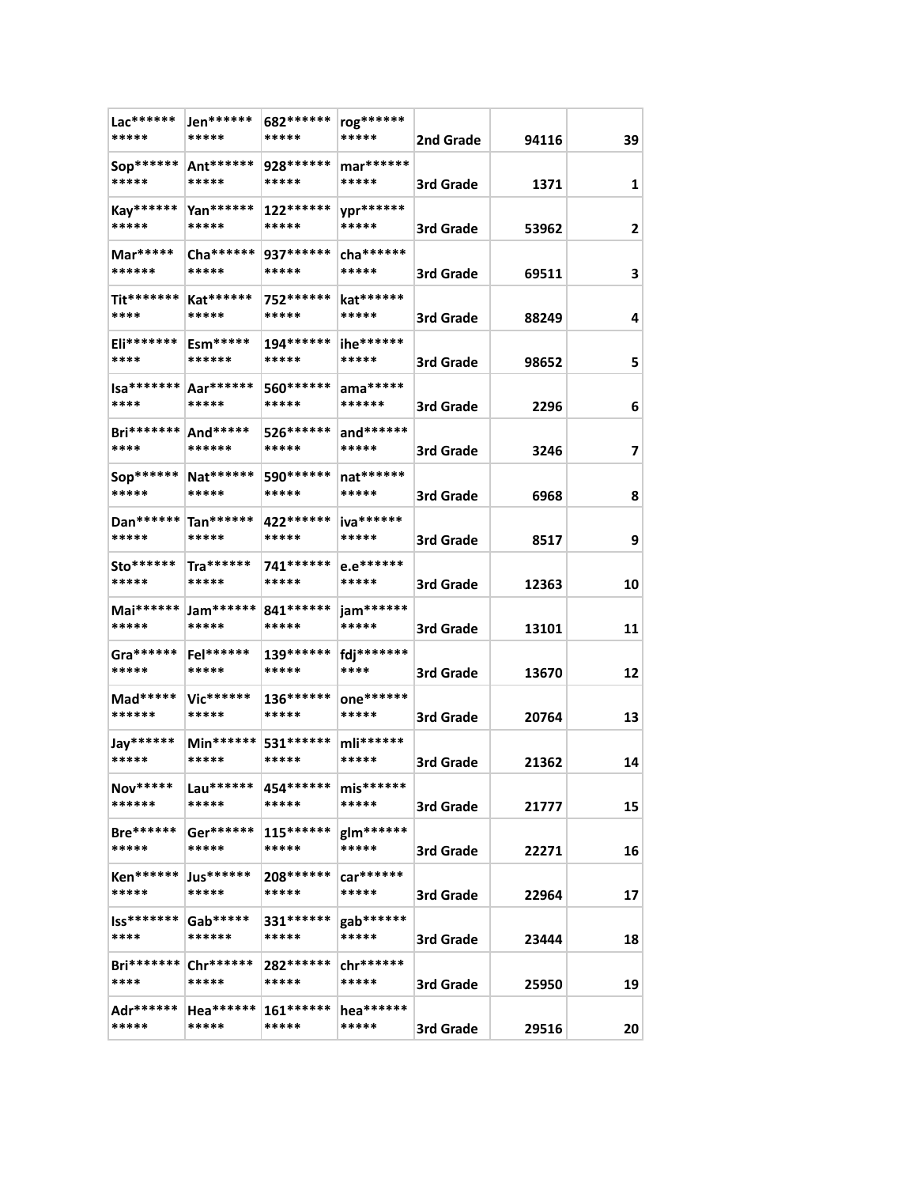| Lac*********** | Jen*********** | 682*********** | rog*********** | 2nd Grade | 94116 | 39 |
|---|---|---|---|---|---|---|
| Sop*********** | Ant*********** | 928*********** | mar*********** | 3rd Grade | 1371 | 1 |
| Kay*********** | Yan*********** | 122*********** | ypr*********** | 3rd Grade | 53962 | 2 |
| Mar*********** | Cha*********** | 937*********** | cha*********** | 3rd Grade | 69511 | 3 |
| Tit*********** | Kat*********** | 752*********** | kat*********** | 3rd Grade | 88249 | 4 |
| Eli*********** | Esm*********** | 194*********** | ihe*********** | 3rd Grade | 98652 | 5 |
| Isa*********** | Aar*********** | 560*********** | ama*********** | 3rd Grade | 2296 | 6 |
| Bri*********** | And*********** | 526*********** | and*********** | 3rd Grade | 3246 | 7 |
| Sop*********** | Nat*********** | 590*********** | nat*********** | 3rd Grade | 6968 | 8 |
| Dan*********** | Tan*********** | 422*********** | iva*********** | 3rd Grade | 8517 | 9 |
| Sto*********** | Tra*********** | 741*********** | e.e*********** | 3rd Grade | 12363 | 10 |
| Mai*********** | Jam*********** | 841*********** | jam*********** | 3rd Grade | 13101 | 11 |
| Gra*********** | Fel*********** | 139*********** | fdj*********** | 3rd Grade | 13670 | 12 |
| Mad*********** | Vic*********** | 136*********** | one*********** | 3rd Grade | 20764 | 13 |
| Jay*********** | Min*********** | 531*********** | mli*********** | 3rd Grade | 21362 | 14 |
| Nov*********** | Lau*********** | 454*********** | mis*********** | 3rd Grade | 21777 | 15 |
| Bre*********** | Ger*********** | 115*********** | glm*********** | 3rd Grade | 22271 | 16 |
| Ken*********** | Jus*********** | 208*********** | car*********** | 3rd Grade | 22964 | 17 |
| Iss*********** | Gab*********** | 331*********** | gab*********** | 3rd Grade | 23444 | 18 |
| Bri*********** | Chr*********** | 282*********** | chr*********** | 3rd Grade | 25950 | 19 |
| Adr*********** | Hea*********** | 161*********** | hea*********** | 3rd Grade | 29516 | 20 |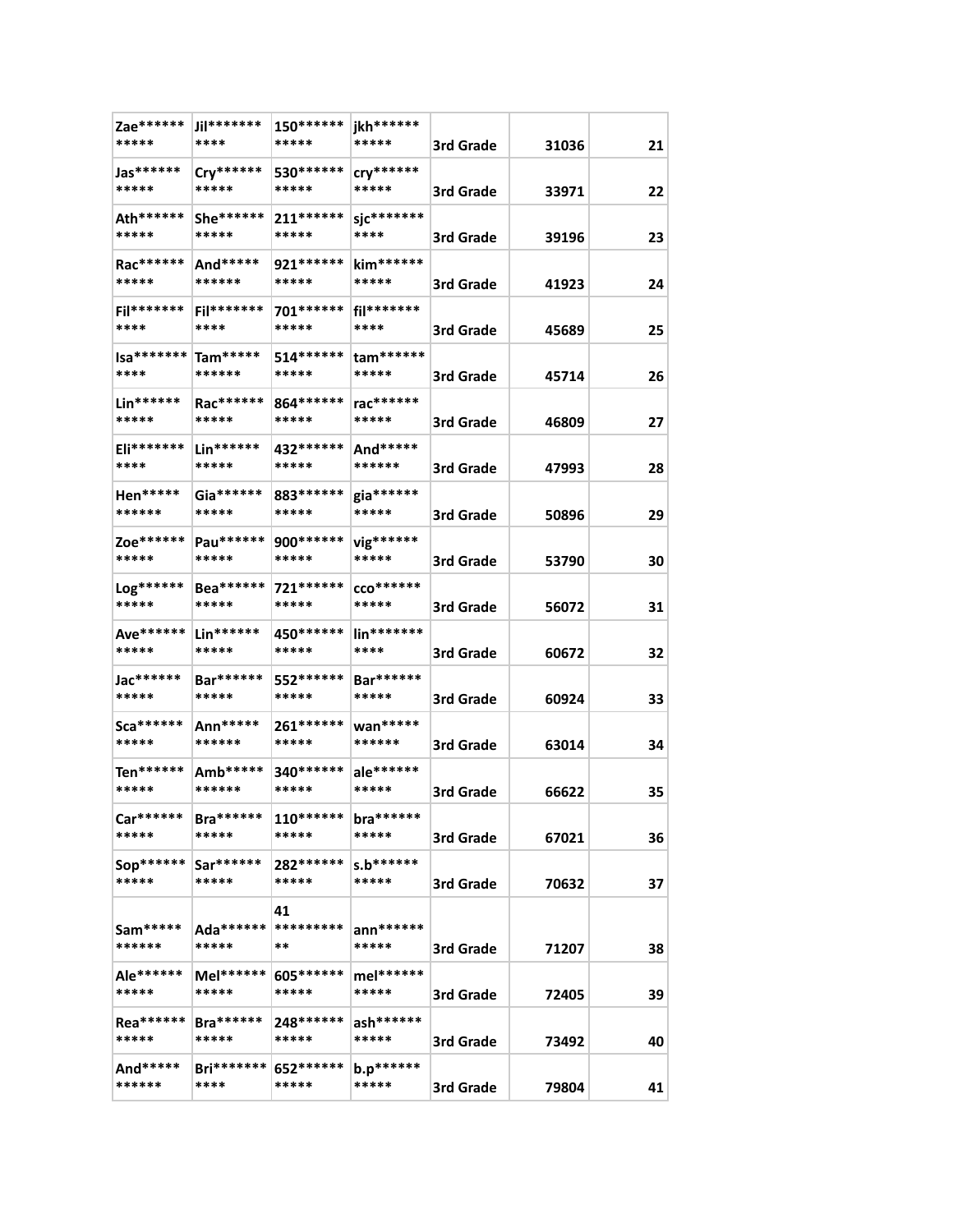| | | | | | | |
|---|---|---|---|---|---|---|
| Zae*********** | Jil*********** | 150*********** | jkh*********** | 3rd Grade | 31036 | 21 |
| Jas*********** | Cry*********** | 530*********** | cry*********** | 3rd Grade | 33971 | 22 |
| Ath*********** | She*********** | 211*********** | sjc*********** | 3rd Grade | 39196 | 23 |
| Rac*********** | And*********** | 921*********** | kim*********** | 3rd Grade | 41923 | 24 |
| Fil*********** | Fil*********** | 701*********** | fil*********** | 3rd Grade | 45689 | 25 |
| Isa*********** | Tam*********** | 514*********** | tam*********** | 3rd Grade | 45714 | 26 |
| Lin*********** | Rac*********** | 864*********** | rac*********** | 3rd Grade | 46809 | 27 |
| Eli*********** | Lin*********** | 432*********** | And*********** | 3rd Grade | 47993 | 28 |
| Hen*********** | Gia*********** | 883*********** | gia*********** | 3rd Grade | 50896 | 29 |
| Zoe*********** | Pau*********** | 900*********** | vig*********** | 3rd Grade | 53790 | 30 |
| Log*********** | Bea*********** | 721*********** | cco*********** | 3rd Grade | 56072 | 31 |
| Ave*********** | Lin*********** | 450*********** | lin*********** | 3rd Grade | 60672 | 32 |
| Jac*********** | Bar*********** | 552*********** | Bar*********** | 3rd Grade | 60924 | 33 |
| Sca*********** | Ann*********** | 261*********** | wan*********** | 3rd Grade | 63014 | 34 |
| Ten*********** | Amb*********** | 340*********** | ale*********** | 3rd Grade | 66622 | 35 |
| Car*********** | Bra*********** | 110*********** | bra*********** | 3rd Grade | 67021 | 36 |
| Sop*********** | Sar*********** | 282*********** | s.b*********** | 3rd Grade | 70632 | 37 |
| Sam*********** | Ada*********** | 41*********** | ann*********** | 3rd Grade | 71207 | 38 |
| Ale*********** | Mel*********** | 605*********** | mel*********** | 3rd Grade | 72405 | 39 |
| Rea*********** | Bra*********** | 248*********** | ash*********** | 3rd Grade | 73492 | 40 |
| And*********** | Bri*********** | 652*********** | b.p*********** | 3rd Grade | 79804 | 41 |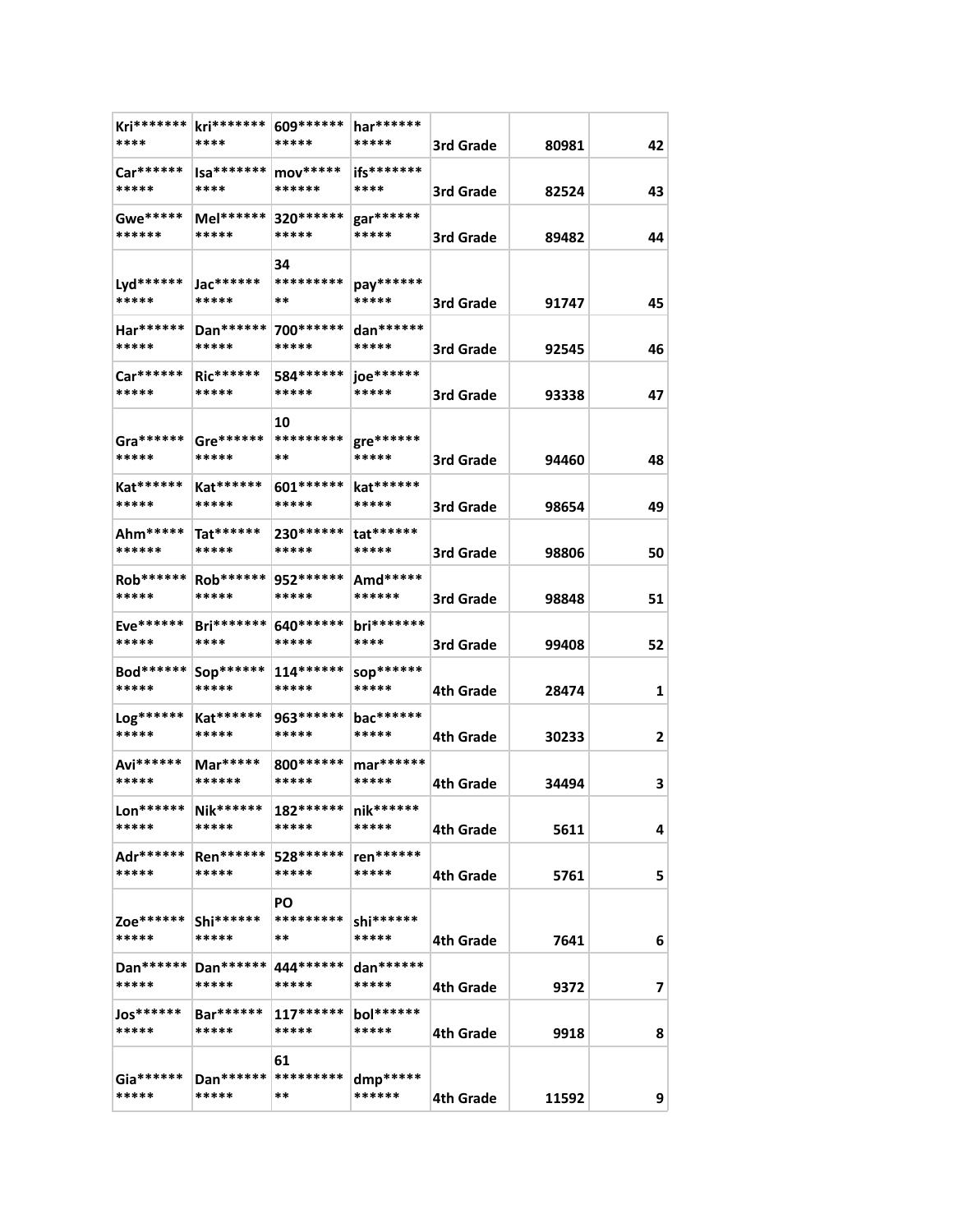| | | | | | | |
|---|---|---|---|---|---|---|
| Kri*********** | kri*********** | 609*********** | har*********** | 3rd Grade | 80981 | 42 |
| Car*********** | Isa*********** | mov*********** | ifs*********** | 3rd Grade | 82524 | 43 |
| Gwe*********** | Mel*********** | 320*********** | gar*********** | 3rd Grade | 89482 | 44 |
| Lyd*********** | Jac*********** | 34 *********** | pay*********** | 3rd Grade | 91747 | 45 |
| Har*********** | Dan*********** | 700*********** | dan*********** | 3rd Grade | 92545 | 46 |
| Car*********** | Ric*********** | 584*********** | joe*********** | 3rd Grade | 93338 | 47 |
| Gra*********** | Gre*********** | 10 *********** | gre*********** | 3rd Grade | 94460 | 48 |
| Kat*********** | Kat*********** | 601*********** | kat*********** | 3rd Grade | 98654 | 49 |
| Ahm*********** | Tat*********** | 230*********** | tat*********** | 3rd Grade | 98806 | 50 |
| Rob*********** | Rob*********** | 952*********** | Amd*********** | 3rd Grade | 98848 | 51 |
| Eve*********** | Bri*********** | 640*********** | bri*********** | 3rd Grade | 99408 | 52 |
| Bod*********** | Sop*********** | 114*********** | sop*********** | 4th Grade | 28474 | 1 |
| Log*********** | Kat*********** | 963*********** | bac*********** | 4th Grade | 30233 | 2 |
| Avi*********** | Mar*********** | 800*********** | mar*********** | 4th Grade | 34494 | 3 |
| Lon*********** | Nik*********** | 182*********** | nik*********** | 4th Grade | 5611 | 4 |
| Adr*********** | Ren*********** | 528*********** | ren*********** | 4th Grade | 5761 | 5 |
| Zoe*********** | Shi*********** | PO *********** | shi*********** | 4th Grade | 7641 | 6 |
| Dan*********** | Dan*********** | 444*********** | dan*********** | 4th Grade | 9372 | 7 |
| Jos*********** | Bar*********** | 117*********** | bol*********** | 4th Grade | 9918 | 8 |
| Gia*********** | Dan*********** | 61 *********** | dmp*********** | 4th Grade | 11592 | 9 |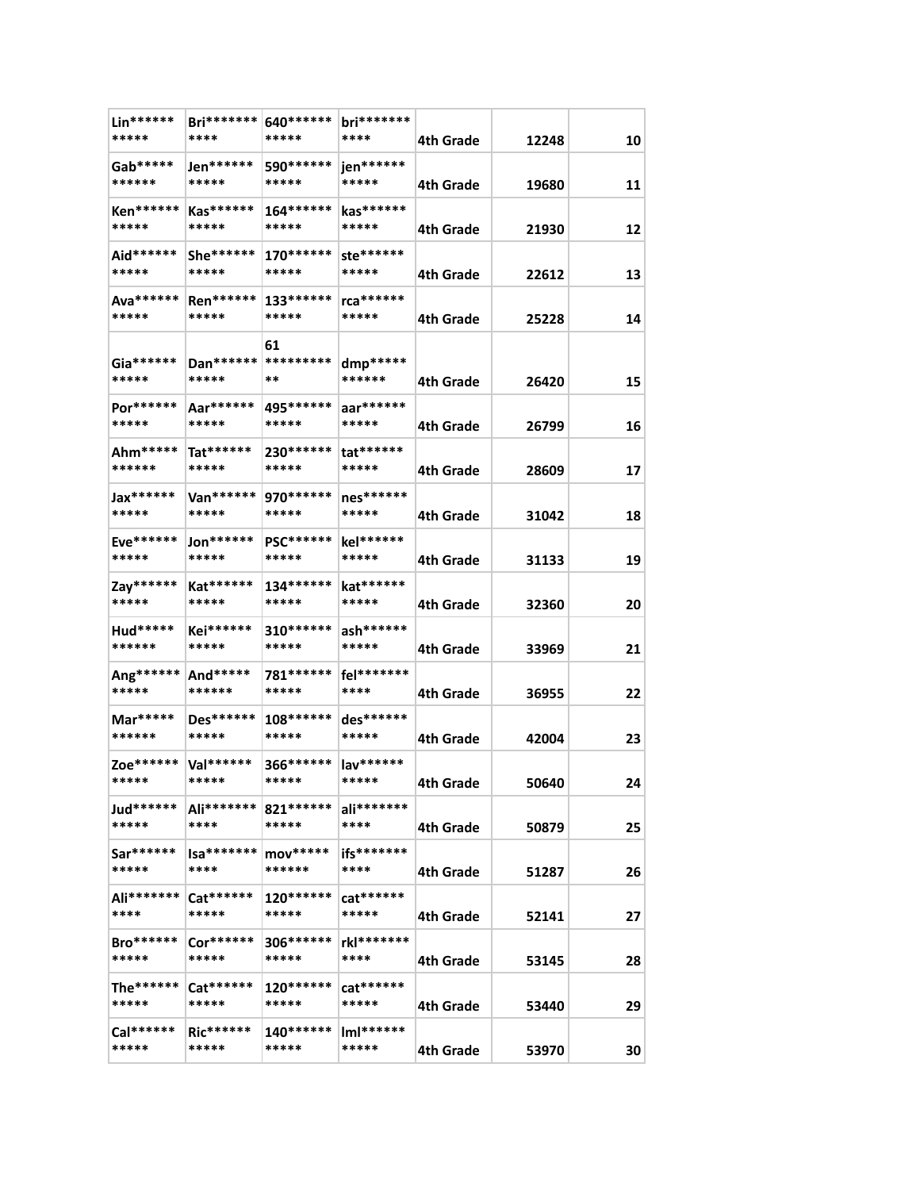| | | | | | | |
|---|---|---|---|---|---|---|
| Lin*********** | Bri*********** | 640*********** | bri*********** | 4th Grade | 12248 | 10 |
| Gab*********** | Jen*********** | 590*********** | jen*********** | 4th Grade | 19680 | 11 |
| Ken*********** | Kas*********** | 164*********** | kas*********** | 4th Grade | 21930 | 12 |
| Aid*********** | She*********** | 170*********** | ste*********** | 4th Grade | 22612 | 13 |
| Ava*********** | Ren*********** | 133*********** | rca*********** | 4th Grade | 25228 | 14 |
| Gia*********** | Dan*********** | 61*********** | dmp*********** | 4th Grade | 26420 | 15 |
| Por*********** | Aar*********** | 495*********** | aar*********** | 4th Grade | 26799 | 16 |
| Ahm*********** | Tat*********** | 230*********** | tat*********** | 4th Grade | 28609 | 17 |
| Jax*********** | Van*********** | 970*********** | nes*********** | 4th Grade | 31042 | 18 |
| Eve*********** | Jon*********** | PSC*********** | kel*********** | 4th Grade | 31133 | 19 |
| Zay*********** | Kat*********** | 134*********** | kat*********** | 4th Grade | 32360 | 20 |
| Hud*********** | Kei*********** | 310*********** | ash*********** | 4th Grade | 33969 | 21 |
| Ang*********** | And*********** | 781*********** | fel*********** | 4th Grade | 36955 | 22 |
| Mar*********** | Des*********** | 108*********** | des*********** | 4th Grade | 42004 | 23 |
| Zoe*********** | Val*********** | 366*********** | lav*********** | 4th Grade | 50640 | 24 |
| Jud*********** | Ali*********** | 821*********** | ali*********** | 4th Grade | 50879 | 25 |
| Sar*********** | Isa*********** | mov*********** | ifs*********** | 4th Grade | 51287 | 26 |
| Ali*********** | Cat*********** | 120*********** | cat*********** | 4th Grade | 52141 | 27 |
| Bro*********** | Cor*********** | 306*********** | rkl*********** | 4th Grade | 53145 | 28 |
| The*********** | Cat*********** | 120*********** | cat*********** | 4th Grade | 53440 | 29 |
| Cal*********** | Ric*********** | 140*********** | lml*********** | 4th Grade | 53970 | 30 |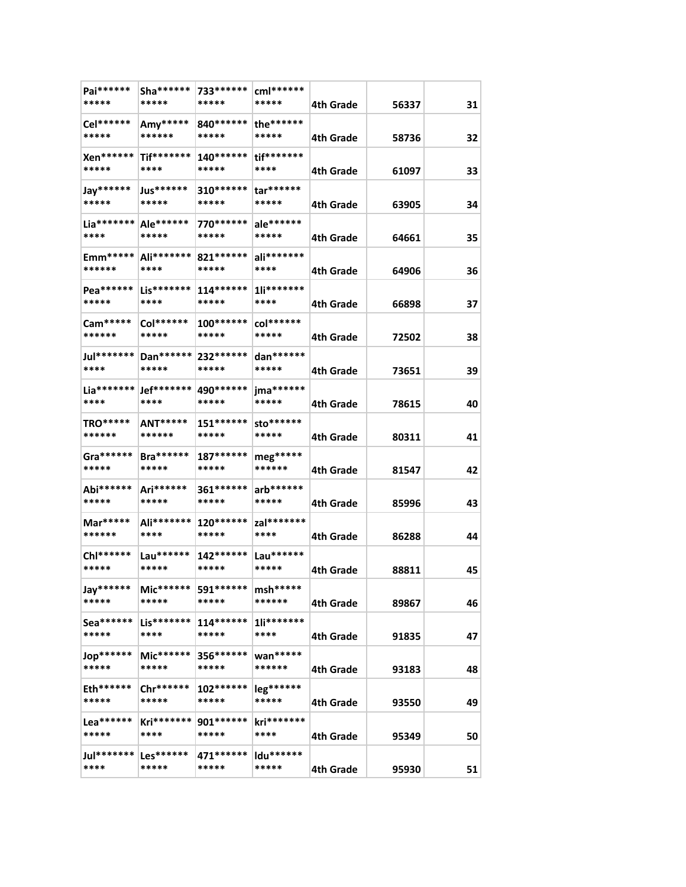| | | | | | | |
|---|---|---|---|---|---|---|
| Pai*********** | Sha*********** | 733*********** | cml*********** | 4th Grade | 56337 | 31 |
| Cel*********** | Amy*********** | 840*********** | the*********** | 4th Grade | 58736 | 32 |
| Xen*********** | Tif*********** | 140*********** | tif*********** | 4th Grade | 61097 | 33 |
| Jay*********** | Jus*********** | 310*********** | tar*********** | 4th Grade | 63905 | 34 |
| Lia*********** | Ale*********** | 770*********** | ale*********** | 4th Grade | 64661 | 35 |
| Emm*********** | Ali*********** | 821*********** | ali*********** | 4th Grade | 64906 | 36 |
| Pea*********** | Lis*********** | 114*********** | 1li*********** | 4th Grade | 66898 | 37 |
| Cam*********** | Col*********** | 100*********** | col*********** | 4th Grade | 72502 | 38 |
| Jul*********** | Dan*********** | 232*********** | dan*********** | 4th Grade | 73651 | 39 |
| Lia*********** | Jef*********** | 490*********** | jma*********** | 4th Grade | 78615 | 40 |
| TRO*********** | ANT*********** | 151*********** | sto*********** | 4th Grade | 80311 | 41 |
| Gra*********** | Bra*********** | 187*********** | meg*********** | 4th Grade | 81547 | 42 |
| Abi*********** | Ari*********** | 361*********** | arb*********** | 4th Grade | 85996 | 43 |
| Mar*********** | Ali*********** | 120*********** | zal*********** | 4th Grade | 86288 | 44 |
| Chl*********** | Lau*********** | 142*********** | Lau*********** | 4th Grade | 88811 | 45 |
| Jay*********** | Mic*********** | 591*********** | msh*********** | 4th Grade | 89867 | 46 |
| Sea*********** | Lis*********** | 114*********** | 1li*********** | 4th Grade | 91835 | 47 |
| Jop*********** | Mic*********** | 356*********** | wan*********** | 4th Grade | 93183 | 48 |
| Eth*********** | Chr*********** | 102*********** | leg*********** | 4th Grade | 93550 | 49 |
| Lea*********** | Kri*********** | 901*********** | kri*********** | 4th Grade | 95349 | 50 |
| Jul*********** | Les*********** | 471*********** | ldu*********** | 4th Grade | 95930 | 51 |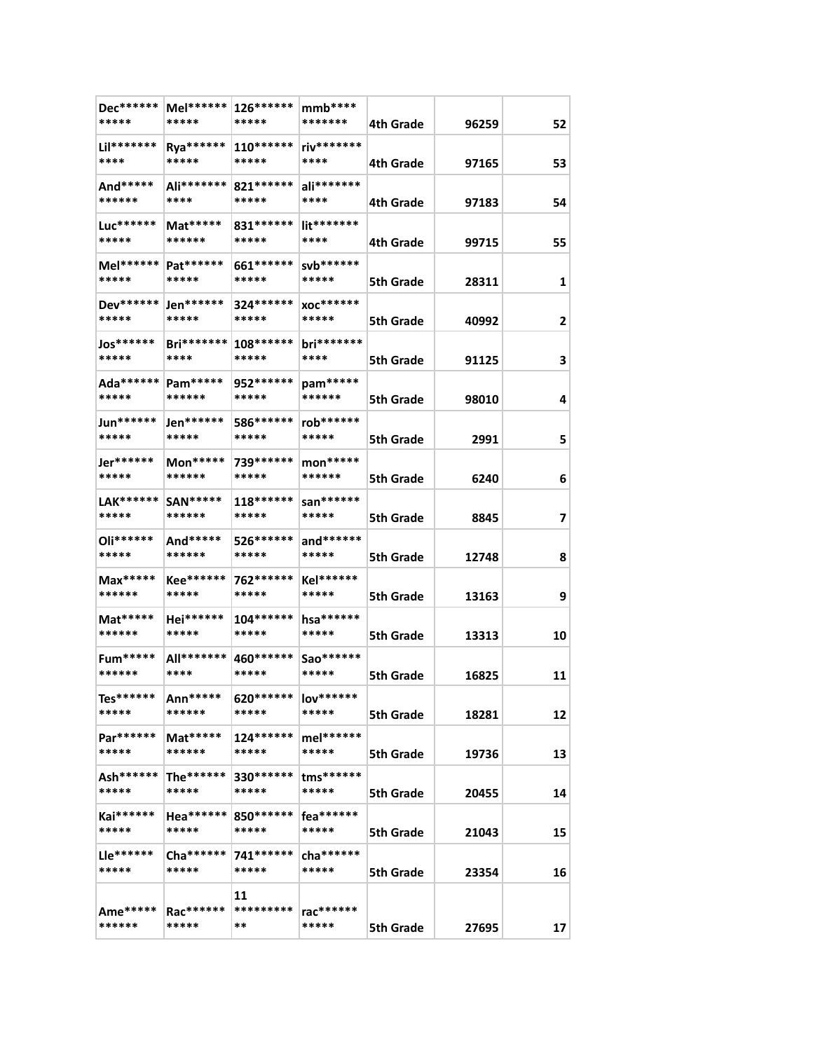| Dec*********** | Mel*********** | 126*********** | mmb*********** | 4th Grade | 96259 | 52 |
|---|---|---|---|---|---|---|
| Lil*********** | Rya*********** | 110*********** | riv*********** | 4th Grade | 97165 | 53 |
| And*********** | Ali*********** | 821*********** | ali*********** | 4th Grade | 97183 | 54 |
| Luc*********** | Mat*********** | 831*********** | lit*********** | 4th Grade | 99715 | 55 |
| Mel*********** | Pat*********** | 661*********** | svb*********** | 5th Grade | 28311 | 1 |
| Dev*********** | Jen*********** | 324*********** | xoc*********** | 5th Grade | 40992 | 2 |
| Jos*********** | Bri*********** | 108*********** | bri*********** | 5th Grade | 91125 | 3 |
| Ada*********** | Pam*********** | 952*********** | pam*********** | 5th Grade | 98010 | 4 |
| Jun*********** | Jen*********** | 586*********** | rob*********** | 5th Grade | 2991 | 5 |
| Jer*********** | Mon*********** | 739*********** | mon*********** | 5th Grade | 6240 | 6 |
| LAK*********** | SAN*********** | 118*********** | san*********** | 5th Grade | 8845 | 7 |
| Oli*********** | And*********** | 526*********** | and*********** | 5th Grade | 12748 | 8 |
| Max*********** | Kee*********** | 762*********** | Kel*********** | 5th Grade | 13163 | 9 |
| Mat*********** | Hei*********** | 104*********** | hsa*********** | 5th Grade | 13313 | 10 |
| Fum*********** | All*********** | 460*********** | Sao*********** | 5th Grade | 16825 | 11 |
| Tes*********** | Ann*********** | 620*********** | lov*********** | 5th Grade | 18281 | 12 |
| Par*********** | Mat*********** | 124*********** | mel*********** | 5th Grade | 19736 | 13 |
| Ash*********** | The*********** | 330*********** | tms*********** | 5th Grade | 20455 | 14 |
| Kai*********** | Hea*********** | 850*********** | fea*********** | 5th Grade | 21043 | 15 |
| Lle*********** | Cha*********** | 741*********** | cha*********** | 5th Grade | 23354 | 16 |
| Ame*********** | Rac*********** | 11*********** | rac*********** | 5th Grade | 27695 | 17 |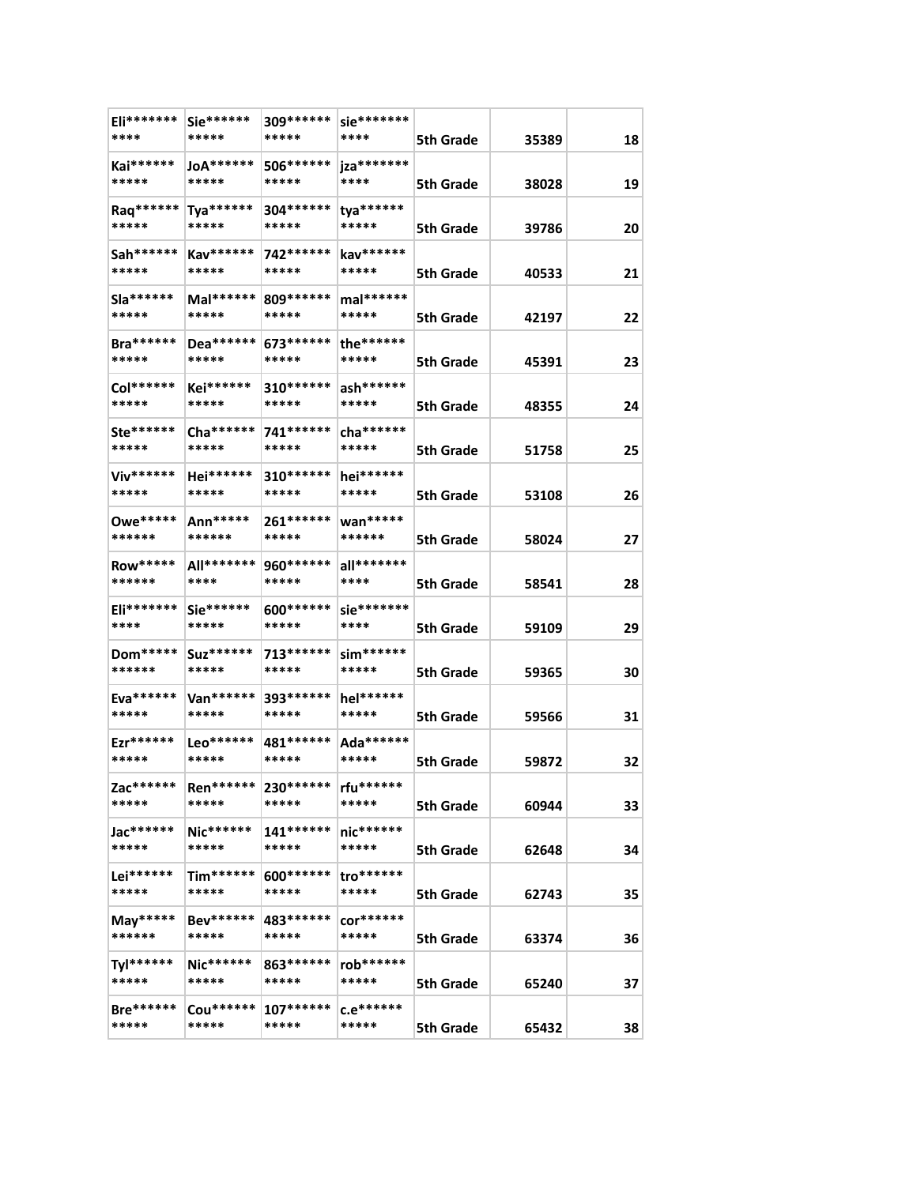| | | | | | | |
|---|---|---|---|---|---|---|
| Eli*********** | Sie*********** | 309*********** | sie*********** | 5th Grade | 35389 | 18 |
| Kai*********** | JoA*********** | 506*********** | jza*********** | 5th Grade | 38028 | 19 |
| Raq*********** | Tya*********** | 304*********** | tya*********** | 5th Grade | 39786 | 20 |
| Sah*********** | Kav*********** | 742*********** | kav*********** | 5th Grade | 40533 | 21 |
| Sla*********** | Mal*********** | 809*********** | mal*********** | 5th Grade | 42197 | 22 |
| Bra*********** | Dea*********** | 673*********** | the*********** | 5th Grade | 45391 | 23 |
| Col*********** | Kei*********** | 310*********** | ash*********** | 5th Grade | 48355 | 24 |
| Ste*********** | Cha*********** | 741*********** | cha*********** | 5th Grade | 51758 | 25 |
| Viv*********** | Hei*********** | 310*********** | hei*********** | 5th Grade | 53108 | 26 |
| Owe*********** | Ann*********** | 261*********** | wan*********** | 5th Grade | 58024 | 27 |
| Row*********** | All*********** | 960*********** | all*********** | 5th Grade | 58541 | 28 |
| Eli*********** | Sie*********** | 600*********** | sie*********** | 5th Grade | 59109 | 29 |
| Dom*********** | Suz*********** | 713*********** | sim*********** | 5th Grade | 59365 | 30 |
| Eva*********** | Van*********** | 393*********** | hel*********** | 5th Grade | 59566 | 31 |
| Ezr*********** | Leo*********** | 481*********** | Ada*********** | 5th Grade | 59872 | 32 |
| Zac*********** | Ren*********** | 230*********** | rfu*********** | 5th Grade | 60944 | 33 |
| Jac*********** | Nic*********** | 141*********** | nic*********** | 5th Grade | 62648 | 34 |
| Lei*********** | Tim*********** | 600*********** | tro*********** | 5th Grade | 62743 | 35 |
| May*********** | Bev*********** | 483*********** | cor*********** | 5th Grade | 63374 | 36 |
| Tyl*********** | Nic*********** | 863*********** | rob*********** | 5th Grade | 65240 | 37 |
| Bre*********** | Cou*********** | 107*********** | c.e*********** | 5th Grade | 65432 | 38 |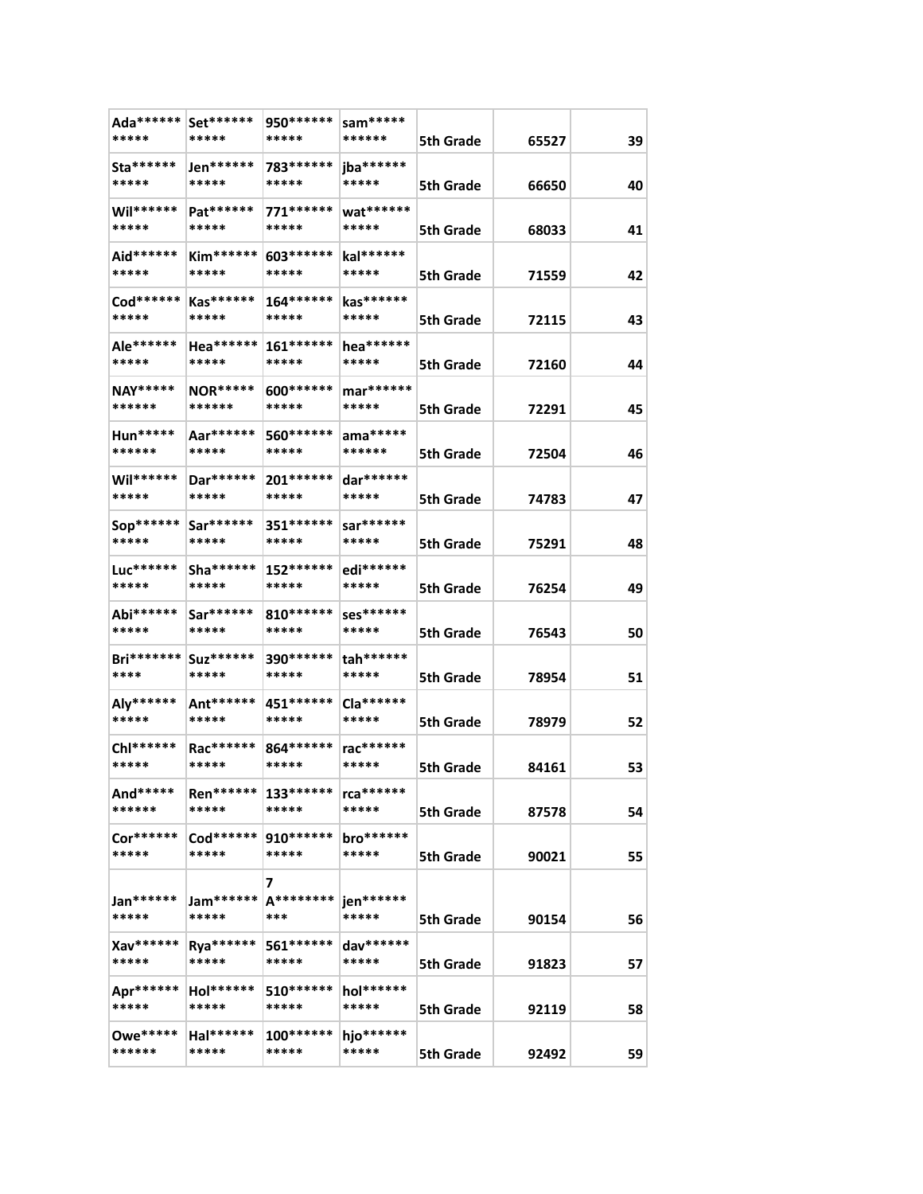| Ada****** ***** | Set****** ***** | 950****** ***** | sam***** ****** | 5th Grade | 65527 | 39 |
|---|---|---|---|---|---|---|
| Sta****** ***** | Jen****** ***** | 783****** ***** | jba****** ***** | 5th Grade | 66650 | 40 |
| Wil****** ***** | Pat****** ***** | 771****** ***** | wat****** ***** | 5th Grade | 68033 | 41 |
| Aid****** ***** | Kim****** ***** | 603****** ***** | kal****** ***** | 5th Grade | 71559 | 42 |
| Cod****** ***** | Kas****** ***** | 164****** ***** | kas****** ***** | 5th Grade | 72115 | 43 |
| Ale****** ***** | Hea****** ***** | 161****** ***** | hea****** ***** | 5th Grade | 72160 | 44 |
| NAY***** ****** | NOR***** ****** | 600****** ***** | mar****** ***** | 5th Grade | 72291 | 45 |
| Hun***** ****** | Aar****** ***** | 560****** ***** | ama***** ****** | 5th Grade | 72504 | 46 |
| Wil****** ***** | Dar****** ***** | 201****** ***** | dar****** ***** | 5th Grade | 74783 | 47 |
| Sop****** ***** | Sar****** ***** | 351****** ***** | sar****** ***** | 5th Grade | 75291 | 48 |
| Luc****** ***** | Sha****** ***** | 152****** ***** | edi****** ***** | 5th Grade | 76254 | 49 |
| Abi****** ***** | Sar****** ***** | 810****** ***** | ses****** ***** | 5th Grade | 76543 | 50 |
| Bri******* **** | Suz****** ***** | 390****** ***** | tah****** ***** | 5th Grade | 78954 | 51 |
| Aly****** ***** | Ant****** ***** | 451****** ***** | Cla****** ***** | 5th Grade | 78979 | 52 |
| Chl****** ***** | Rac****** ***** | 864****** ***** | rac****** ***** | 5th Grade | 84161 | 53 |
| And***** ****** | Ren****** ***** | 133****** ***** | rca****** ***** | 5th Grade | 87578 | 54 |
| Cor****** ***** | Cod****** ***** | 910****** ***** | bro****** ***** | 5th Grade | 90021 | 55 |
| Jan****** ***** | Jam****** ***** | 7 A******** *** | jen****** ***** | 5th Grade | 90154 | 56 |
| Xav****** ***** | Rya****** ***** | 561****** ***** | dav****** ***** | 5th Grade | 91823 | 57 |
| Apr****** ***** | Hol****** ***** | 510****** ***** | hol****** ***** | 5th Grade | 92119 | 58 |
| Owe***** ****** | Hal****** ***** | 100****** ***** | hjo****** ***** | 5th Grade | 92492 | 59 |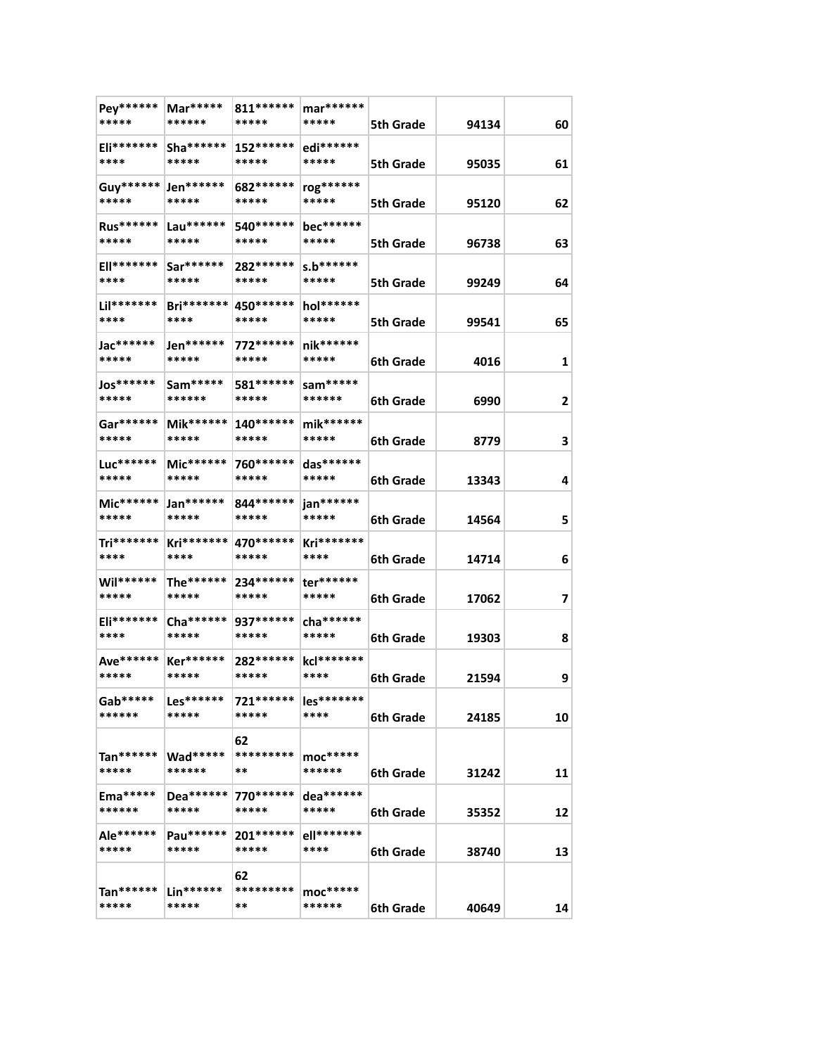| | | | | | | |
|---|---|---|---|---|---|---|
| Pey*********** | Mar*********** | 811*********** | mar*********** | 5th Grade | 94134 | 60 |
| Eli*********** | Sha*********** | 152*********** | edi*********** | 5th Grade | 95035 | 61 |
| Guy*********** | Jen*********** | 682*********** | rog*********** | 5th Grade | 95120 | 62 |
| Rus*********** | Lau*********** | 540*********** | bec*********** | 5th Grade | 96738 | 63 |
| Ell*********** | Sar*********** | 282*********** | s.b*********** | 5th Grade | 99249 | 64 |
| Lil*********** | Bri*********** | 450*********** | hol*********** | 5th Grade | 99541 | 65 |
| Jac*********** | Jen*********** | 772*********** | nik*********** | 6th Grade | 4016 | 1 |
| Jos*********** | Sam*********** | 581*********** | sam*********** | 6th Grade | 6990 | 2 |
| Gar*********** | Mik*********** | 140*********** | mik*********** | 6th Grade | 8779 | 3 |
| Luc*********** | Mic*********** | 760*********** | das*********** | 6th Grade | 13343 | 4 |
| Mic*********** | Jan*********** | 844*********** | jan*********** | 6th Grade | 14564 | 5 |
| Tri*********** | Kri*********** | 470*********** | Kri*********** | 6th Grade | 14714 | 6 |
| Wil*********** | The*********** | 234*********** | ter*********** | 6th Grade | 17062 | 7 |
| Eli*********** | Cha*********** | 937*********** | cha*********** | 6th Grade | 19303 | 8 |
| Ave*********** | Ker*********** | 282*********** | kcl*********** | 6th Grade | 21594 | 9 |
| Gab*********** | Les*********** | 721*********** | les*********** | 6th Grade | 24185 | 10 |
| Tan*********** | Wad*********** | 62 *********** | moc*********** | 6th Grade | 31242 | 11 |
| Ema*********** | Dea*********** | 770*********** | dea*********** | 6th Grade | 35352 | 12 |
| Ale*********** | Pau*********** | 201*********** | ell*********** | 6th Grade | 38740 | 13 |
| Tan*********** | Lin*********** | 62 *********** | moc*********** | 6th Grade | 40649 | 14 |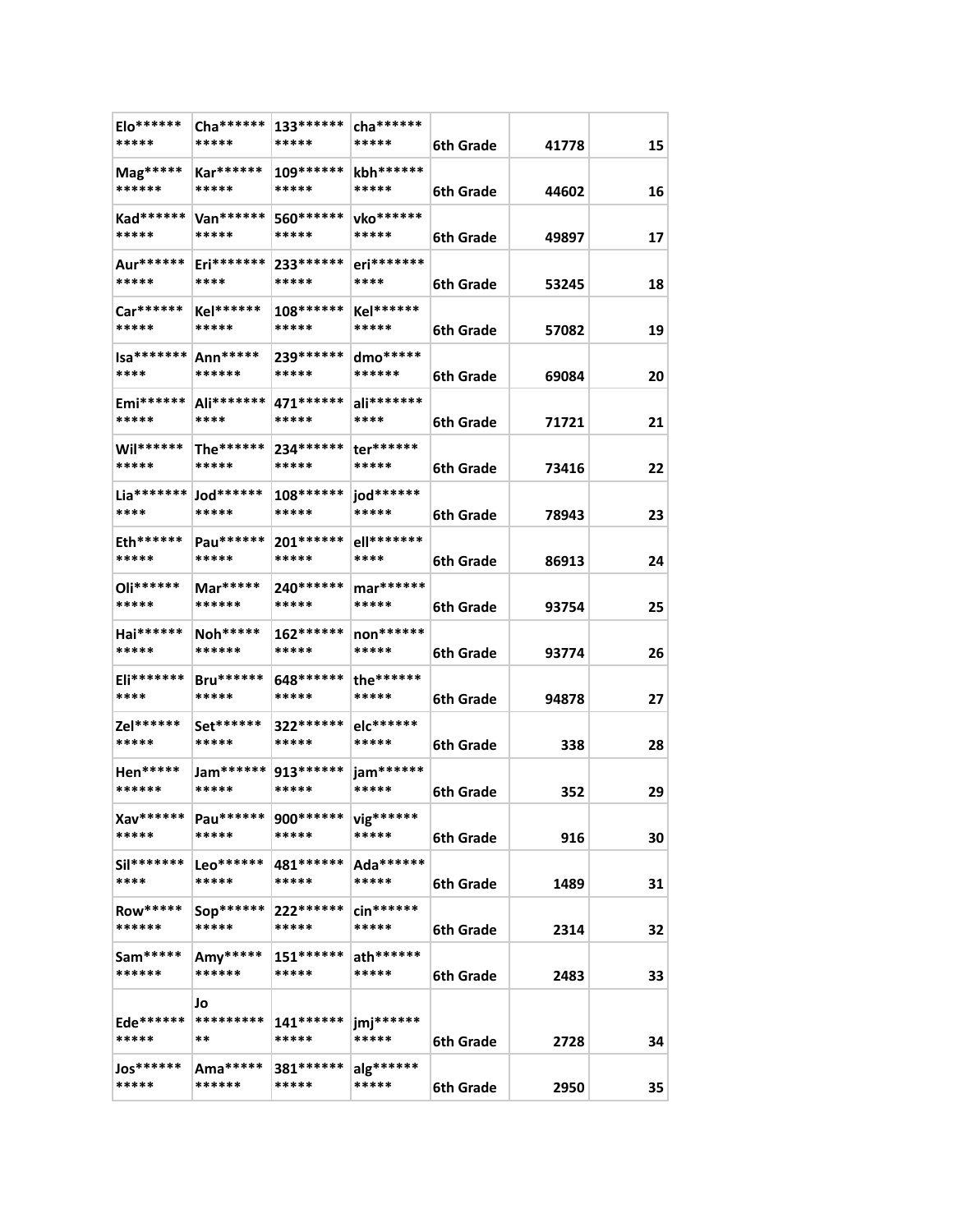| | | | | | | |
|---|---|---|---|---|---|---|
| Elo*********** | Cha*********** | 133*********** | cha*********** | 6th Grade | 41778 | 15 |
| Mag*********** | Kar*********** | 109*********** | kbh*********** | 6th Grade | 44602 | 16 |
| Kad*********** | Van*********** | 560*********** | vko*********** | 6th Grade | 49897 | 17 |
| Aur*********** | Eri*********** | 233*********** | eri*********** | 6th Grade | 53245 | 18 |
| Car*********** | Kel*********** | 108*********** | Kel*********** | 6th Grade | 57082 | 19 |
| Isa*********** | Ann*********** | 239*********** | dmo*********** | 6th Grade | 69084 | 20 |
| Emi*********** | Ali*********** | 471*********** | ali*********** | 6th Grade | 71721 | 21 |
| Wil*********** | The*********** | 234*********** | ter*********** | 6th Grade | 73416 | 22 |
| Lia*********** | Jod*********** | 108*********** | jod*********** | 6th Grade | 78943 | 23 |
| Eth*********** | Pau*********** | 201*********** | ell*********** | 6th Grade | 86913 | 24 |
| Oli*********** | Mar*********** | 240*********** | mar*********** | 6th Grade | 93754 | 25 |
| Hai*********** | Noh*********** | 162*********** | non*********** | 6th Grade | 93774 | 26 |
| Eli*********** | Bru*********** | 648*********** | the*********** | 6th Grade | 94878 | 27 |
| Zel*********** | Set*********** | 322*********** | elc*********** | 6th Grade | 338 | 28 |
| Hen*********** | Jam*********** | 913*********** | jam*********** | 6th Grade | 352 | 29 |
| Xav*********** | Pau*********** | 900*********** | vig*********** | 6th Grade | 916 | 30 |
| Sil*********** | Leo*********** | 481*********** | Ada*********** | 6th Grade | 1489 | 31 |
| Row*********** | Sop*********** | 222*********** | cin*********** | 6th Grade | 2314 | 32 |
| Sam*********** | Amy*********** | 151*********** | ath*********** | 6th Grade | 2483 | 33 |
| Ede*********** | Jo *********** | 141*********** | jmj*********** | 6th Grade | 2728 | 34 |
| Jos*********** | Ama*********** | 381*********** | alg*********** | 6th Grade | 2950 | 35 |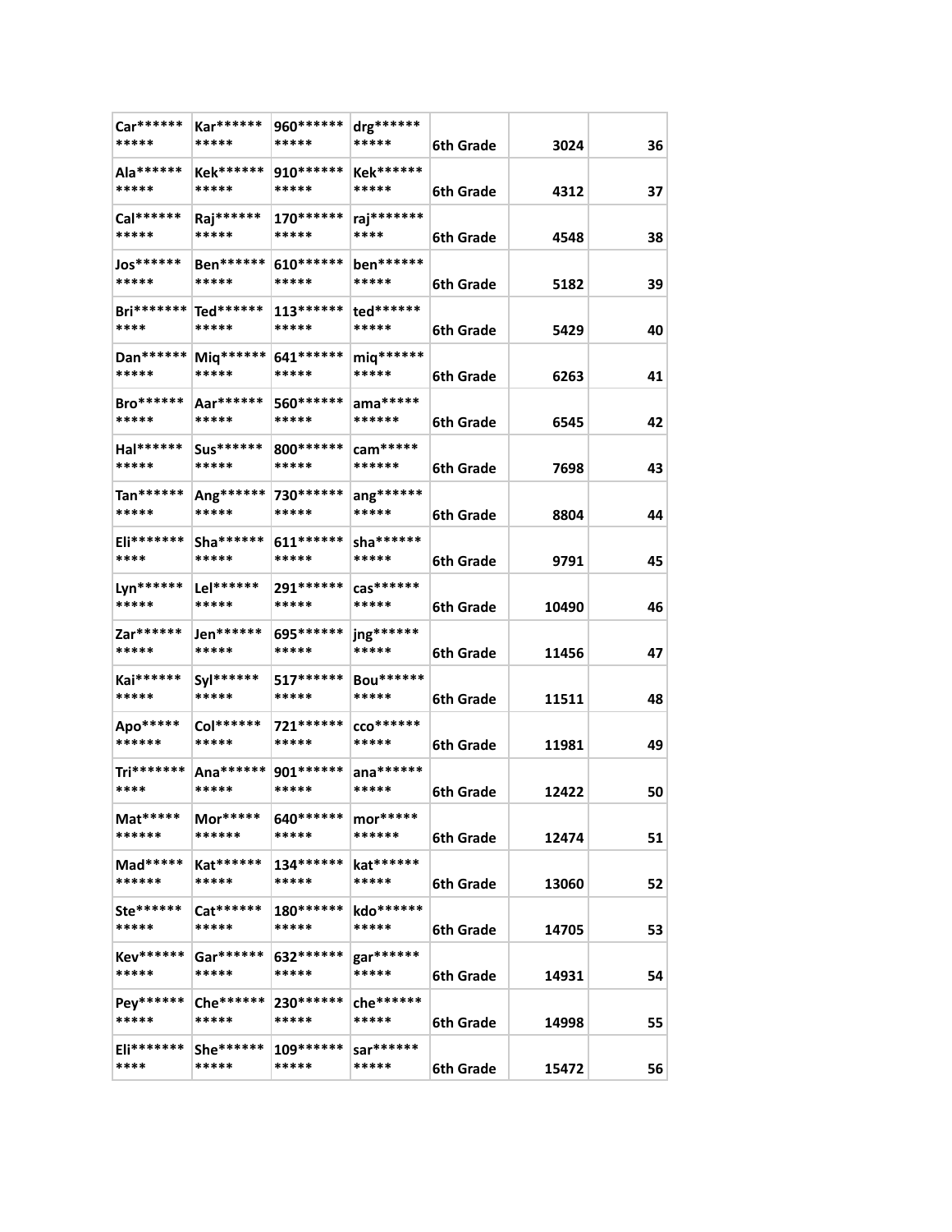| | | | | | | |
|---|---|---|---|---|---|---|
| Car*********** | Kar*********** | 960*********** | drg*********** | 6th Grade | 3024 | 36 |
| Ala*********** | Kek*********** | 910*********** | Kek*********** | 6th Grade | 4312 | 37 |
| Cal*********** | Raj*********** | 170*********** | raj*********** | 6th Grade | 4548 | 38 |
| Jos*********** | Ben*********** | 610*********** | ben*********** | 6th Grade | 5182 | 39 |
| Bri*********** | Ted*********** | 113*********** | ted*********** | 6th Grade | 5429 | 40 |
| Dan*********** | Miq*********** | 641*********** | miq*********** | 6th Grade | 6263 | 41 |
| Bro*********** | Aar*********** | 560*********** | ama*********** | 6th Grade | 6545 | 42 |
| Hal*********** | Sus*********** | 800*********** | cam*********** | 6th Grade | 7698 | 43 |
| Tan*********** | Ang*********** | 730*********** | ang*********** | 6th Grade | 8804 | 44 |
| Eli*********** | Sha*********** | 611*********** | sha*********** | 6th Grade | 9791 | 45 |
| Lyn*********** | Lel*********** | 291*********** | cas*********** | 6th Grade | 10490 | 46 |
| Zar*********** | Jen*********** | 695*********** | jng*********** | 6th Grade | 11456 | 47 |
| Kai*********** | Syl*********** | 517*********** | Bou*********** | 6th Grade | 11511 | 48 |
| Apo*********** | Col*********** | 721*********** | cco*********** | 6th Grade | 11981 | 49 |
| Tri*********** | Ana*********** | 901*********** | ana*********** | 6th Grade | 12422 | 50 |
| Mat*********** | Mor*********** | 640*********** | mor*********** | 6th Grade | 12474 | 51 |
| Mad*********** | Kat*********** | 134*********** | kat*********** | 6th Grade | 13060 | 52 |
| Ste*********** | Cat*********** | 180*********** | kdo*********** | 6th Grade | 14705 | 53 |
| Kev*********** | Gar*********** | 632*********** | gar*********** | 6th Grade | 14931 | 54 |
| Pey*********** | Che*********** | 230*********** | che*********** | 6th Grade | 14998 | 55 |
| Eli*********** | She*********** | 109*********** | sar*********** | 6th Grade | 15472 | 56 |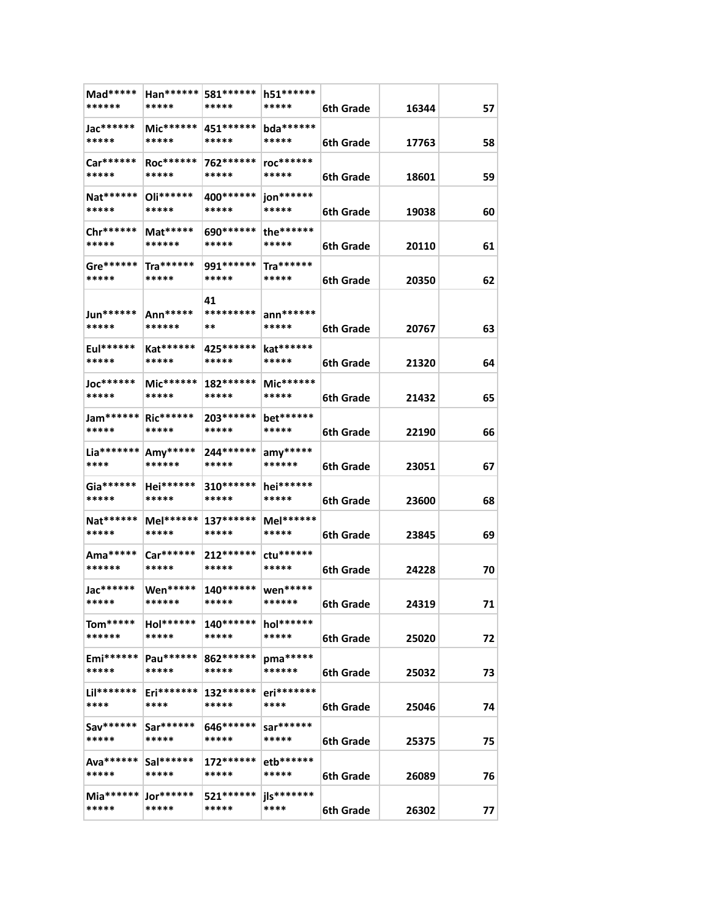| Mad*********** | Han*********** | 581*********** | h51*********** | 6th Grade | 16344 | 57 |
|---|---|---|---|---|---|---|
| Jac*********** | Mic*********** | 451*********** | bda*********** | 6th Grade | 17763 | 58 |
| Car*********** | Roc*********** | 762*********** | roc*********** | 6th Grade | 18601 | 59 |
| Nat*********** | Oli*********** | 400*********** | jon*********** | 6th Grade | 19038 | 60 |
| Chr*********** | Mat*********** | 690*********** | the*********** | 6th Grade | 20110 | 61 |
| Gre*********** | Tra*********** | 991*********** | Tra*********** | 6th Grade | 20350 | 62 |
| Jun*********** | Ann*********** | 41*********** | ann*********** | 6th Grade | 20767 | 63 |
| Eul*********** | Kat*********** | 425*********** | kat*********** | 6th Grade | 21320 | 64 |
| Joc*********** | Mic*********** | 182*********** | Mic*********** | 6th Grade | 21432 | 65 |
| Jam*********** | Ric*********** | 203*********** | bet*********** | 6th Grade | 22190 | 66 |
| Lia*********** | Amy*********** | 244*********** | amy*********** | 6th Grade | 23051 | 67 |
| Gia*********** | Hei*********** | 310*********** | hei*********** | 6th Grade | 23600 | 68 |
| Nat*********** | Mel*********** | 137*********** | Mel*********** | 6th Grade | 23845 | 69 |
| Ama*********** | Car*********** | 212*********** | ctu*********** | 6th Grade | 24228 | 70 |
| Jac*********** | Wen*********** | 140*********** | wen*********** | 6th Grade | 24319 | 71 |
| Tom*********** | Hol*********** | 140*********** | hol*********** | 6th Grade | 25020 | 72 |
| Emi*********** | Pau*********** | 862*********** | pma*********** | 6th Grade | 25032 | 73 |
| Lil*********** | Eri*********** | 132*********** | eri*********** | 6th Grade | 25046 | 74 |
| Sav*********** | Sar*********** | 646*********** | sar*********** | 6th Grade | 25375 | 75 |
| Ava*********** | Sal*********** | 172*********** | etb*********** | 6th Grade | 26089 | 76 |
| Mia*********** | Jor*********** | 521*********** | jls*********** | 6th Grade | 26302 | 77 |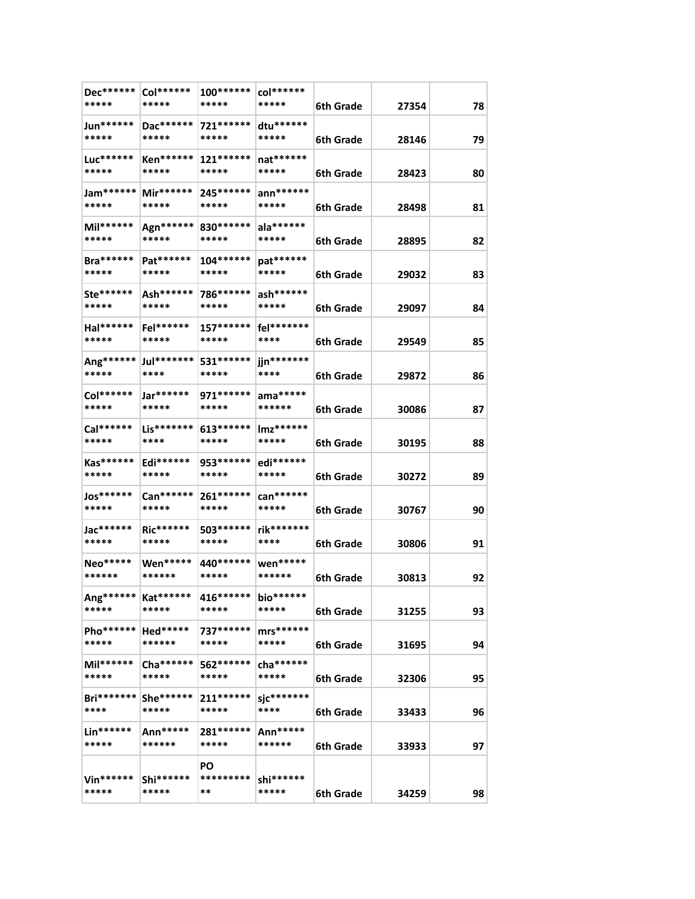| | | | | | | |
|---|---|---|---|---|---|---|
| Dec*********** | Col*********** | 100*********** | col*********** | 6th Grade | 27354 | 78 |
| Jun*********** | Dac*********** | 721*********** | dtu*********** | 6th Grade | 28146 | 79 |
| Luc*********** | Ken*********** | 121*********** | nat*********** | 6th Grade | 28423 | 80 |
| Jam*********** | Mir*********** | 245*********** | ann*********** | 6th Grade | 28498 | 81 |
| Mil*********** | Agn*********** | 830*********** | ala*********** | 6th Grade | 28895 | 82 |
| Bra*********** | Pat*********** | 104*********** | pat*********** | 6th Grade | 29032 | 83 |
| Ste*********** | Ash*********** | 786*********** | ash*********** | 6th Grade | 29097 | 84 |
| Hal*********** | Fel*********** | 157*********** | fel*********** | 6th Grade | 29549 | 85 |
| Ang*********** | Jul*********** | 531*********** | jjn*********** | 6th Grade | 29872 | 86 |
| Col*********** | Jar*********** | 971*********** | ama*********** | 6th Grade | 30086 | 87 |
| Cal*********** | Lis*********** | 613*********** | lmz*********** | 6th Grade | 30195 | 88 |
| Kas*********** | Edi*********** | 953*********** | edi*********** | 6th Grade | 30272 | 89 |
| Jos*********** | Can*********** | 261*********** | can*********** | 6th Grade | 30767 | 90 |
| Jac*********** | Ric*********** | 503*********** | rik*********** | 6th Grade | 30806 | 91 |
| Neo*********** | Wen*********** | 440*********** | wen*********** | 6th Grade | 30813 | 92 |
| Ang*********** | Kat*********** | 416*********** | bio*********** | 6th Grade | 31255 | 93 |
| Pho*********** | Hed*********** | 737*********** | mrs*********** | 6th Grade | 31695 | 94 |
| Mil*********** | Cha*********** | 562*********** | cha*********** | 6th Grade | 32306 | 95 |
| Bri*********** | She*********** | 211*********** | sjc*********** | 6th Grade | 33433 | 96 |
| Lin*********** | Ann*********** | 281*********** | Ann*********** | 6th Grade | 33933 | 97 |
| Vin*********** | Shi*********** | PO *********** | shi*********** | 6th Grade | 34259 | 98 |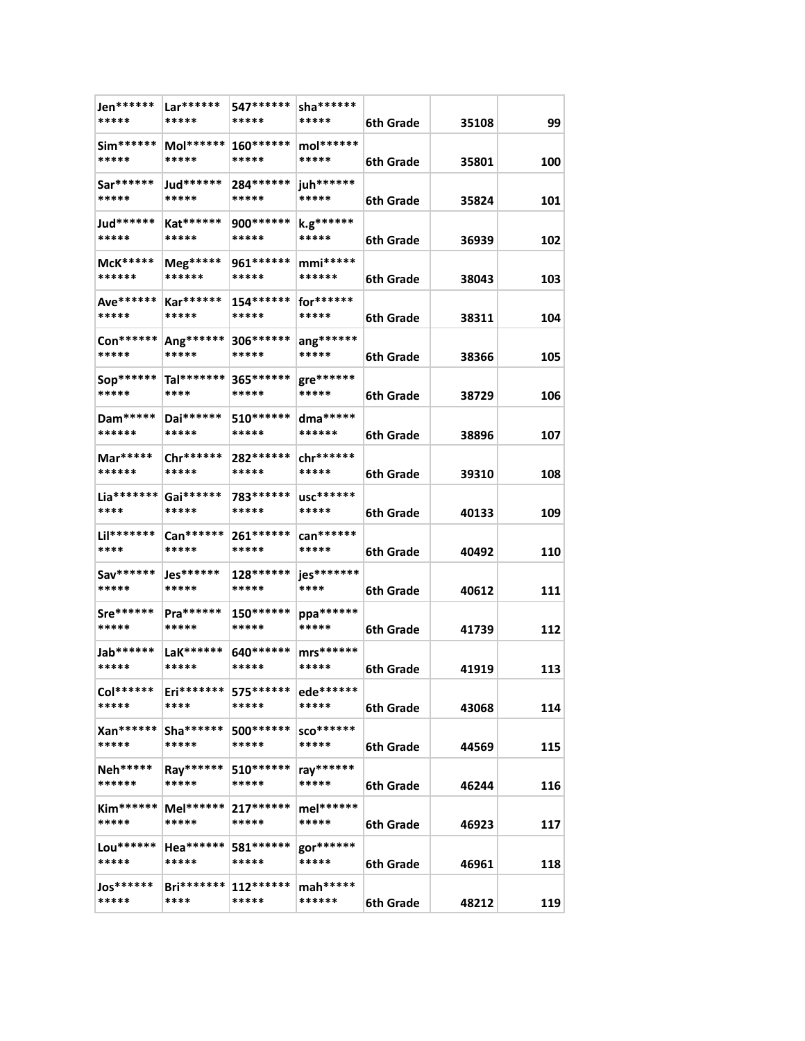| | | | | | | |
|---|---|---|---|---|---|---|
| Jen*********** | Lar*********** | 547*********** | sha*********** | 6th Grade | 35108 | 99 |
| Sim*********** | Mol*********** | 160*********** | mol*********** | 6th Grade | 35801 | 100 |
| Sar*********** | Jud*********** | 284*********** | juh*********** | 6th Grade | 35824 | 101 |
| Jud*********** | Kat*********** | 900*********** | k.g*********** | 6th Grade | 36939 | 102 |
| McK*********** | Meg*********** | 961*********** | mmi*********** | 6th Grade | 38043 | 103 |
| Ave*********** | Kar*********** | 154*********** | for*********** | 6th Grade | 38311 | 104 |
| Con*********** | Ang*********** | 306*********** | ang*********** | 6th Grade | 38366 | 105 |
| Sop*********** | Tal*********** | 365*********** | gre*********** | 6th Grade | 38729 | 106 |
| Dam*********** | Dai*********** | 510*********** | dma*********** | 6th Grade | 38896 | 107 |
| Mar*********** | Chr*********** | 282*********** | chr*********** | 6th Grade | 39310 | 108 |
| Lia*********** | Gai*********** | 783*********** | usc*********** | 6th Grade | 40133 | 109 |
| Lil*********** | Can*********** | 261*********** | can*********** | 6th Grade | 40492 | 110 |
| Sav*********** | Jes*********** | 128*********** | jes*********** | 6th Grade | 40612 | 111 |
| Sre*********** | Pra*********** | 150*********** | ppa*********** | 6th Grade | 41739 | 112 |
| Jab*********** | LaK*********** | 640*********** | mrs*********** | 6th Grade | 41919 | 113 |
| Col*********** | Eri*********** | 575*********** | ede*********** | 6th Grade | 43068 | 114 |
| Xan*********** | Sha*********** | 500*********** | sco*********** | 6th Grade | 44569 | 115 |
| Neh*********** | Ray*********** | 510*********** | ray*********** | 6th Grade | 46244 | 116 |
| Kim*********** | Mel*********** | 217*********** | mel*********** | 6th Grade | 46923 | 117 |
| Lou*********** | Hea*********** | 581*********** | gor*********** | 6th Grade | 46961 | 118 |
| Jos*********** | Bri*********** | 112*********** | mah*********** | 6th Grade | 48212 | 119 |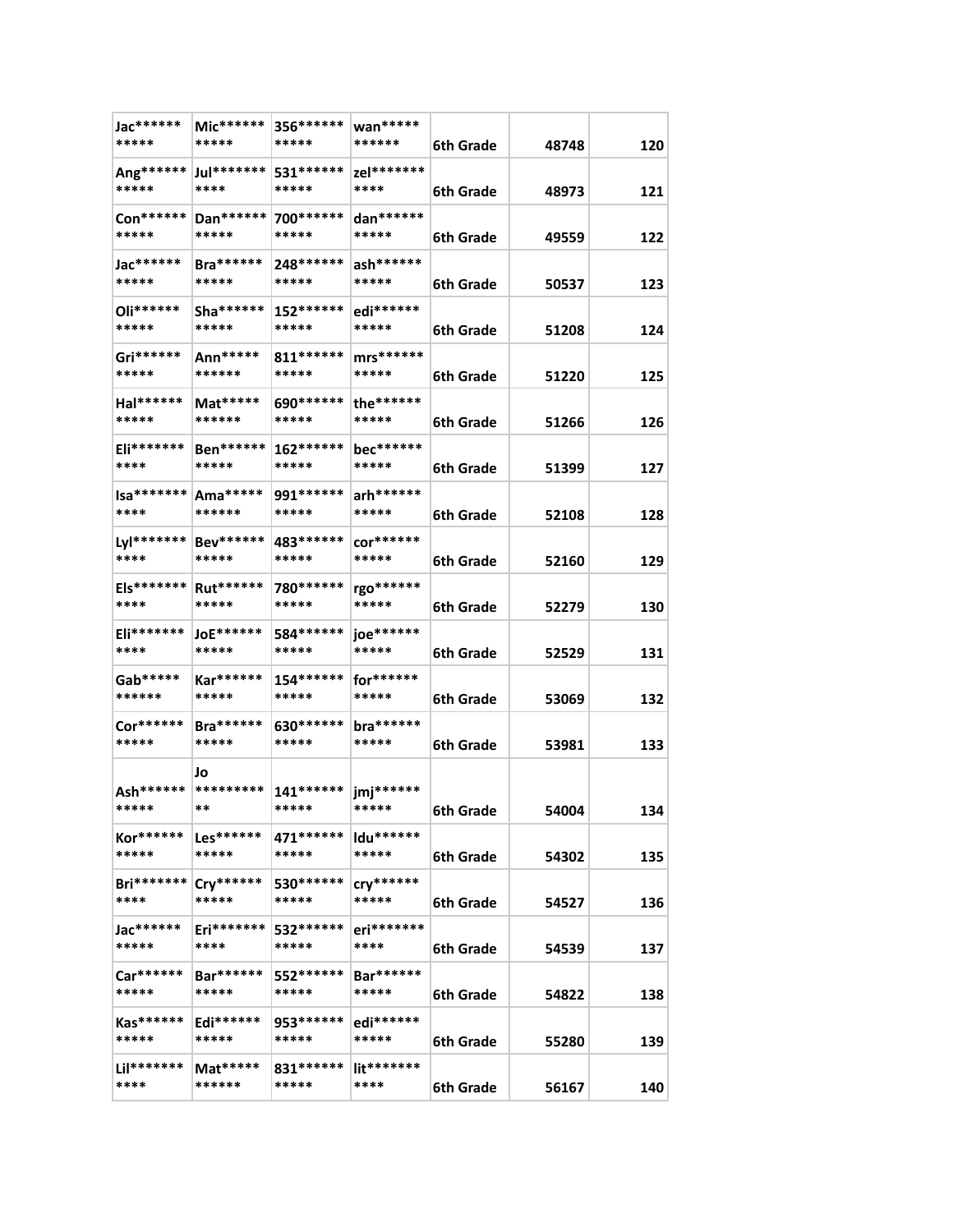| | | | | | | |
|---|---|---|---|---|---|---|
| Jac*********** | Mic*********** | 356*********** | wan*********** | 6th Grade | 48748 | 120 |
| Ang*********** | Jul*********** | 531*********** | zel*********** | 6th Grade | 48973 | 121 |
| Con*********** | Dan*********** | 700*********** | dan*********** | 6th Grade | 49559 | 122 |
| Jac*********** | Bra*********** | 248*********** | ash*********** | 6th Grade | 50537 | 123 |
| Oli*********** | Sha*********** | 152*********** | edi*********** | 6th Grade | 51208 | 124 |
| Gri*********** | Ann*********** | 811*********** | mrs*********** | 6th Grade | 51220 | 125 |
| Hal*********** | Mat*********** | 690*********** | the*********** | 6th Grade | 51266 | 126 |
| Eli*********** | Ben*********** | 162*********** | bec*********** | 6th Grade | 51399 | 127 |
| Isa*********** | Ama*********** | 991*********** | arh*********** | 6th Grade | 52108 | 128 |
| Lyl*********** | Bev*********** | 483*********** | cor*********** | 6th Grade | 52160 | 129 |
| Els*********** | Rut*********** | 780*********** | rgo*********** | 6th Grade | 52279 | 130 |
| Eli*********** | JoE*********** | 584*********** | joe*********** | 6th Grade | 52529 | 131 |
| Gab*********** | Kar*********** | 154*********** | for*********** | 6th Grade | 53069 | 132 |
| Cor*********** | Bra*********** | 630*********** | bra*********** | 6th Grade | 53981 | 133 |
| Ash*********** | Jo *********** | 141*********** | jmj*********** | 6th Grade | 54004 | 134 |
| Kor*********** | Les*********** | 471*********** | ldu*********** | 6th Grade | 54302 | 135 |
| Bri*********** | Cry*********** | 530*********** | cry*********** | 6th Grade | 54527 | 136 |
| Jac*********** | Eri*********** | 532*********** | eri*********** | 6th Grade | 54539 | 137 |
| Car*********** | Bar*********** | 552*********** | Bar*********** | 6th Grade | 54822 | 138 |
| Kas*********** | Edi*********** | 953*********** | edi*********** | 6th Grade | 55280 | 139 |
| Lil*********** | Mat*********** | 831*********** | lit*********** | 6th Grade | 56167 | 140 |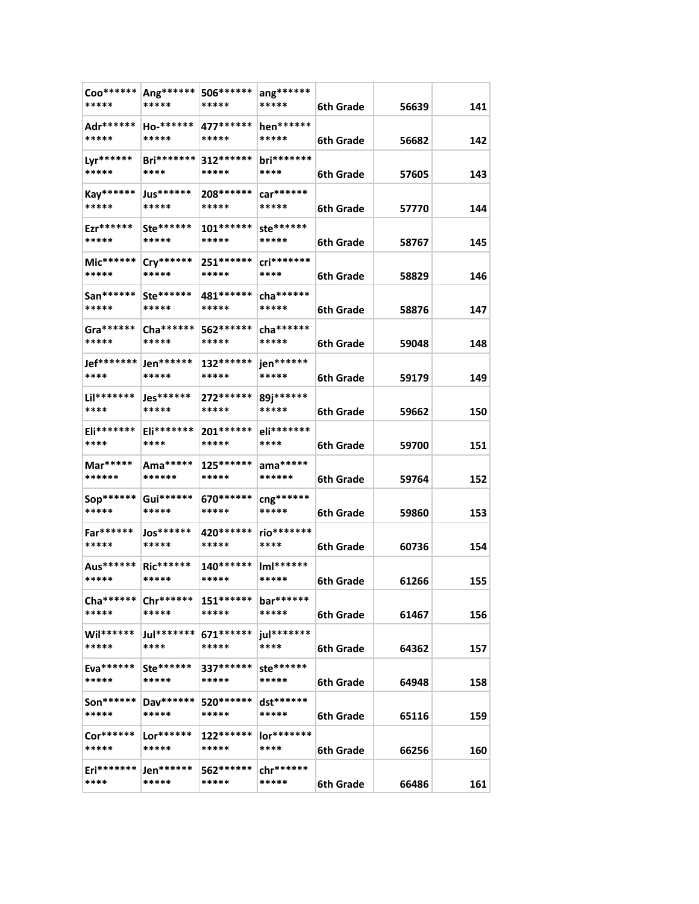| | | | | | | |
|---|---|---|---|---|---|---|
| Coo*********** | Ang*********** | 506*********** | ang*********** | 6th Grade | 56639 | 141 |
| Adr*********** | Ho-*********** | 477*********** | hen*********** | 6th Grade | 56682 | 142 |
| Lyr*********** | Bri*********** | 312*********** | bri*********** | 6th Grade | 57605 | 143 |
| Kay*********** | Jus*********** | 208*********** | car*********** | 6th Grade | 57770 | 144 |
| Ezr*********** | Ste*********** | 101*********** | ste*********** | 6th Grade | 58767 | 145 |
| Mic*********** | Cry*********** | 251*********** | cri*********** | 6th Grade | 58829 | 146 |
| San*********** | Ste*********** | 481*********** | cha*********** | 6th Grade | 58876 | 147 |
| Gra*********** | Cha*********** | 562*********** | cha*********** | 6th Grade | 59048 | 148 |
| Jef*********** | Jen*********** | 132*********** | jen*********** | 6th Grade | 59179 | 149 |
| Lil*********** | Jes*********** | 272*********** | 89j*********** | 6th Grade | 59662 | 150 |
| Eli*********** | Eli*********** | 201*********** | eli*********** | 6th Grade | 59700 | 151 |
| Mar*********** | Ama*********** | 125*********** | ama*********** | 6th Grade | 59764 | 152 |
| Sop*********** | Gui*********** | 670*********** | cng*********** | 6th Grade | 59860 | 153 |
| Far*********** | Jos*********** | 420*********** | rio*********** | 6th Grade | 60736 | 154 |
| Aus*********** | Ric*********** | 140*********** | lml*********** | 6th Grade | 61266 | 155 |
| Cha*********** | Chr*********** | 151*********** | bar*********** | 6th Grade | 61467 | 156 |
| Wil*********** | Jul*********** | 671*********** | jul*********** | 6th Grade | 64362 | 157 |
| Eva*********** | Ste*********** | 337*********** | ste*********** | 6th Grade | 64948 | 158 |
| Son*********** | Dav*********** | 520*********** | dst*********** | 6th Grade | 65116 | 159 |
| Cor*********** | Lor*********** | 122*********** | lor*********** | 6th Grade | 66256 | 160 |
| Eri*********** | Jen*********** | 562*********** | chr*********** | 6th Grade | 66486 | 161 |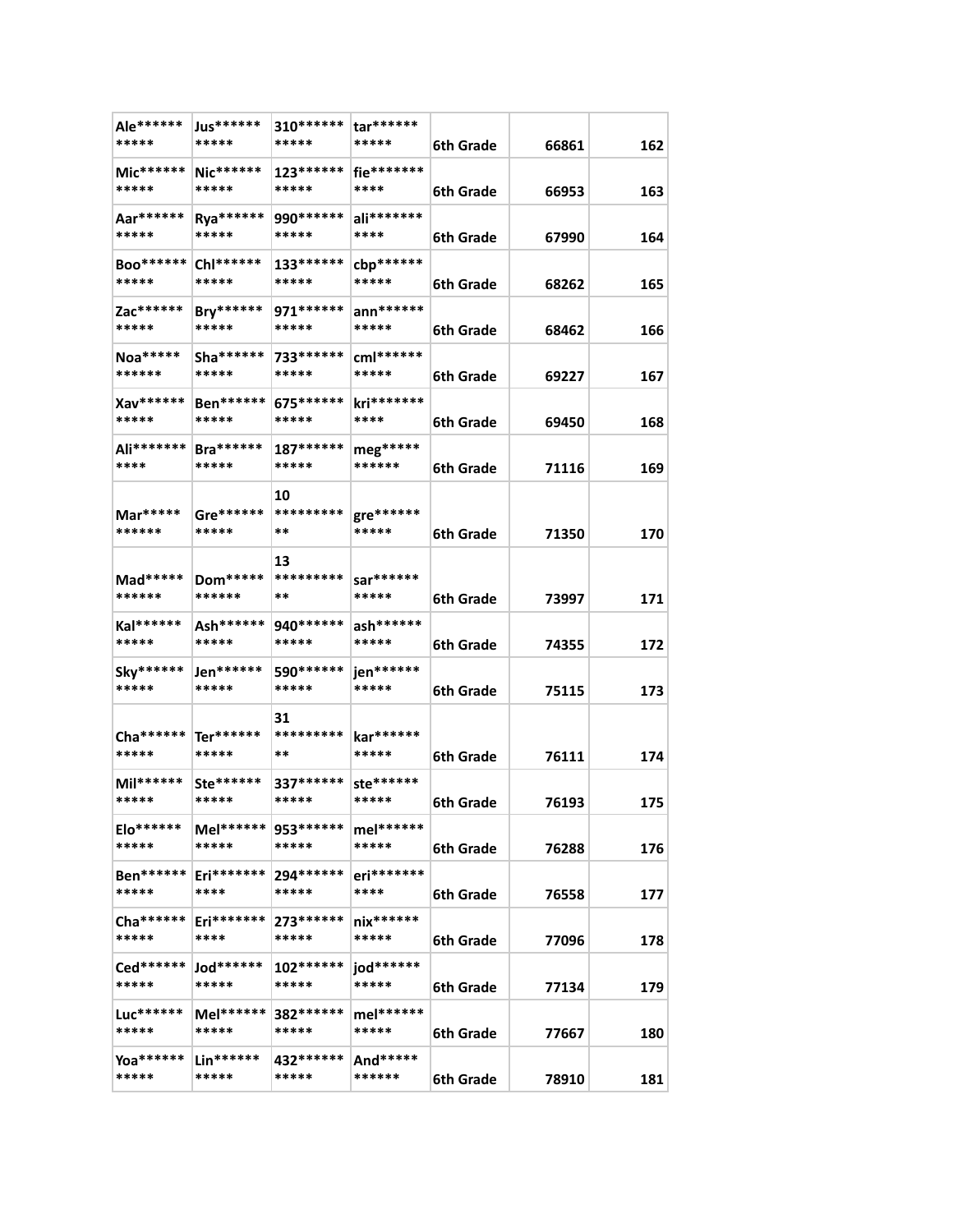| | | | | | | |
|---|---|---|---|---|---|---|
| Ale*********** | Jus*********** | 310*********** | tar*********** | 6th Grade | 66861 | 162 |
| Mic*********** | Nic*********** | 123*********** | fie*********** | 6th Grade | 66953 | 163 |
| Aar*********** | Rya*********** | 990*********** | ali*********** | 6th Grade | 67990 | 164 |
| Boo*********** | Chl*********** | 133*********** | cbp*********** | 6th Grade | 68262 | 165 |
| Zac*********** | Bry*********** | 971*********** | ann*********** | 6th Grade | 68462 | 166 |
| Noa*********** | Sha*********** | 733*********** | cml*********** | 6th Grade | 69227 | 167 |
| Xav*********** | Ben*********** | 675*********** | kri*********** | 6th Grade | 69450 | 168 |
| Ali*********** | Bra*********** | 187*********** | meg*********** | 6th Grade | 71116 | 169 |
| Mar*********** | Gre*********** | 10*********** | gre*********** | 6th Grade | 71350 | 170 |
| Mad*********** | Dom*********** | 13*********** | sar*********** | 6th Grade | 73997 | 171 |
| Kal*********** | Ash*********** | 940*********** | ash*********** | 6th Grade | 74355 | 172 |
| Sky*********** | Jen*********** | 590*********** | jen*********** | 6th Grade | 75115 | 173 |
| Cha*********** | Ter*********** | 31*********** | kar*********** | 6th Grade | 76111 | 174 |
| Mil*********** | Ste*********** | 337*********** | ste*********** | 6th Grade | 76193 | 175 |
| Elo*********** | Mel*********** | 953*********** | mel*********** | 6th Grade | 76288 | 176 |
| Ben*********** | Eri*********** | 294*********** | eri*********** | 6th Grade | 76558 | 177 |
| Cha*********** | Eri*********** | 273*********** | nix*********** | 6th Grade | 77096 | 178 |
| Ced*********** | Jod*********** | 102*********** | jod*********** | 6th Grade | 77134 | 179 |
| Luc*********** | Mel*********** | 382*********** | mel*********** | 6th Grade | 77667 | 180 |
| Yoa*********** | Lin*********** | 432*********** | And*********** | 6th Grade | 78910 | 181 |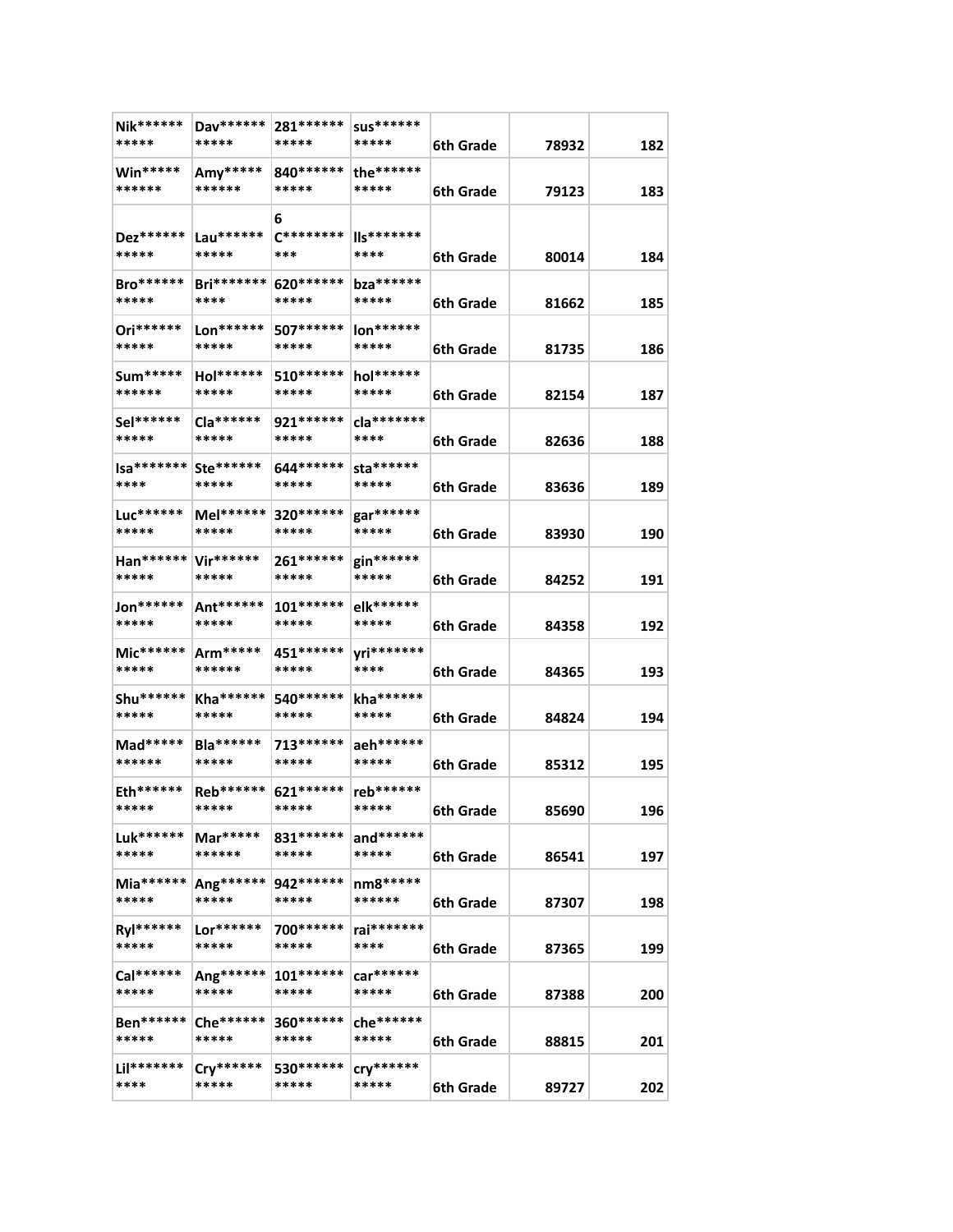| | | | | | | |
|---|---|---|---|---|---|---|
| Nik*********** | Dav*********** | 281*********** | sus*********** | 6th Grade | 78932 | 182 |
| Win*********** | Amy*********** | 840*********** | the*********** | 6th Grade | 79123 | 183 |
| Dez*********** | Lau*********** | 6 C*********** | lls*********** | 6th Grade | 80014 | 184 |
| Bro*********** | Bri*********** | 620*********** | bza*********** | 6th Grade | 81662 | 185 |
| Ori*********** | Lon*********** | 507*********** | lon*********** | 6th Grade | 81735 | 186 |
| Sum*********** | Hol*********** | 510*********** | hol*********** | 6th Grade | 82154 | 187 |
| Sel*********** | Cla*********** | 921*********** | cla*********** | 6th Grade | 82636 | 188 |
| Isa*********** | Ste*********** | 644*********** | sta*********** | 6th Grade | 83636 | 189 |
| Luc*********** | Mel*********** | 320*********** | gar*********** | 6th Grade | 83930 | 190 |
| Han*********** | Vir*********** | 261*********** | gin*********** | 6th Grade | 84252 | 191 |
| Jon*********** | Ant*********** | 101*********** | elk*********** | 6th Grade | 84358 | 192 |
| Mic*********** | Arm*********** | 451*********** | yri*********** | 6th Grade | 84365 | 193 |
| Shu*********** | Kha*********** | 540*********** | kha*********** | 6th Grade | 84824 | 194 |
| Mad*********** | Bla*********** | 713*********** | aeh*********** | 6th Grade | 85312 | 195 |
| Eth*********** | Reb*********** | 621*********** | reb*********** | 6th Grade | 85690 | 196 |
| Luk*********** | Mar*********** | 831*********** | and*********** | 6th Grade | 86541 | 197 |
| Mia*********** | Ang*********** | 942*********** | nm8*********** | 6th Grade | 87307 | 198 |
| Ryl*********** | Lor*********** | 700*********** | rai*********** | 6th Grade | 87365 | 199 |
| Cal*********** | Ang*********** | 101*********** | car*********** | 6th Grade | 87388 | 200 |
| Ben*********** | Che*********** | 360*********** | che*********** | 6th Grade | 88815 | 201 |
| Lil*********** | Cry*********** | 530*********** | cry*********** | 6th Grade | 89727 | 202 |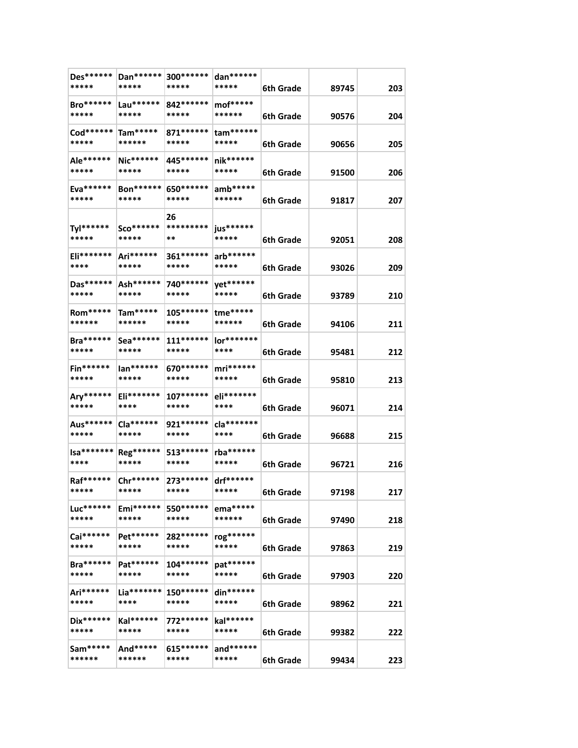| | | | | | | |
|---|---|---|---|---|---|---|
| Des*********** | Dan*********** | 300*********** | dan*********** | 6th Grade | 89745 | 203 |
| Bro*********** | Lau*********** | 842*********** | mof*********** | 6th Grade | 90576 | 204 |
| Cod*********** | Tam*********** | 871*********** | tam*********** | 6th Grade | 90656 | 205 |
| Ale*********** | Nic*********** | 445*********** | nik*********** | 6th Grade | 91500 | 206 |
| Eva*********** | Bon*********** | 650*********** | amb*********** | 6th Grade | 91817 | 207 |
| Tyl*********** | Sco*********** | 26*********** | jus*********** | 6th Grade | 92051 | 208 |
| Eli*********** | Ari*********** | 361*********** | arb*********** | 6th Grade | 93026 | 209 |
| Das*********** | Ash*********** | 740*********** | yet*********** | 6th Grade | 93789 | 210 |
| Rom*********** | Tam*********** | 105*********** | tme*********** | 6th Grade | 94106 | 211 |
| Bra*********** | Sea*********** | 111*********** | lor*********** | 6th Grade | 95481 | 212 |
| Fin*********** | Ian*********** | 670*********** | mri*********** | 6th Grade | 95810 | 213 |
| Ary*********** | Eli*********** | 107*********** | eli*********** | 6th Grade | 96071 | 214 |
| Aus*********** | Cla*********** | 921*********** | cla*********** | 6th Grade | 96688 | 215 |
| Isa*********** | Reg*********** | 513*********** | rba*********** | 6th Grade | 96721 | 216 |
| Raf*********** | Chr*********** | 273*********** | drf*********** | 6th Grade | 97198 | 217 |
| Luc*********** | Emi*********** | 550*********** | ema*********** | 6th Grade | 97490 | 218 |
| Cai*********** | Pet*********** | 282*********** | rog*********** | 6th Grade | 97863 | 219 |
| Bra*********** | Pat*********** | 104*********** | pat*********** | 6th Grade | 97903 | 220 |
| Ari*********** | Lia*********** | 150*********** | din*********** | 6th Grade | 98962 | 221 |
| Dix*********** | Kal*********** | 772*********** | kal*********** | 6th Grade | 99382 | 222 |
| Sam*********** | And*********** | 615*********** | and*********** | 6th Grade | 99434 | 223 |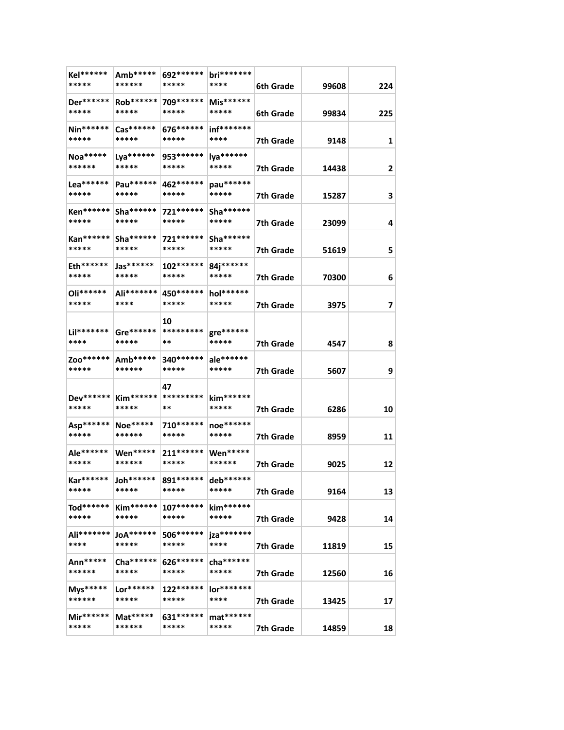| | | | | | | |
|---|---|---|---|---|---|---|
| Kel*********** | Amb*********** | 692*********** | bri*********** | 6th Grade | 99608 | 224 |
| Der*********** | Rob*********** | 709*********** | Mis*********** | 6th Grade | 99834 | 225 |
| Nin*********** | Cas*********** | 676*********** | inf*********** | 7th Grade | 9148 | 1 |
| Noa*********** | Lya*********** | 953*********** | lya*********** | 7th Grade | 14438 | 2 |
| Lea*********** | Pau*********** | 462*********** | pau*********** | 7th Grade | 15287 | 3 |
| Ken*********** | Sha*********** | 721*********** | Sha*********** | 7th Grade | 23099 | 4 |
| Kan*********** | Sha*********** | 721*********** | Sha*********** | 7th Grade | 51619 | 5 |
| Eth*********** | Jas*********** | 102*********** | 84j*********** | 7th Grade | 70300 | 6 |
| Oli*********** | Ali*********** | 450*********** | hol*********** | 7th Grade | 3975 | 7 |
| Lil*********** | Gre*********** | 10 *********** | gre*********** | 7th Grade | 4547 | 8 |
| Zoo*********** | Amb*********** | 340*********** | ale*********** | 7th Grade | 5607 | 9 |
| Dev*********** | Kim*********** | 47 *********** | kim*********** | 7th Grade | 6286 | 10 |
| Asp*********** | Noe*********** | 710*********** | noe*********** | 7th Grade | 8959 | 11 |
| Ale*********** | Wen*********** | 211*********** | Wen*********** | 7th Grade | 9025 | 12 |
| Kar*********** | Joh*********** | 891*********** | deb*********** | 7th Grade | 9164 | 13 |
| Tod*********** | Kim*********** | 107*********** | kim*********** | 7th Grade | 9428 | 14 |
| Ali*********** | JoA*********** | 506*********** | jza*********** | 7th Grade | 11819 | 15 |
| Ann*********** | Cha*********** | 626*********** | cha*********** | 7th Grade | 12560 | 16 |
| Mys*********** | Lor*********** | 122*********** | lor*********** | 7th Grade | 13425 | 17 |
| Mir*********** | Mat*********** | 631*********** | mat*********** | 7th Grade | 14859 | 18 |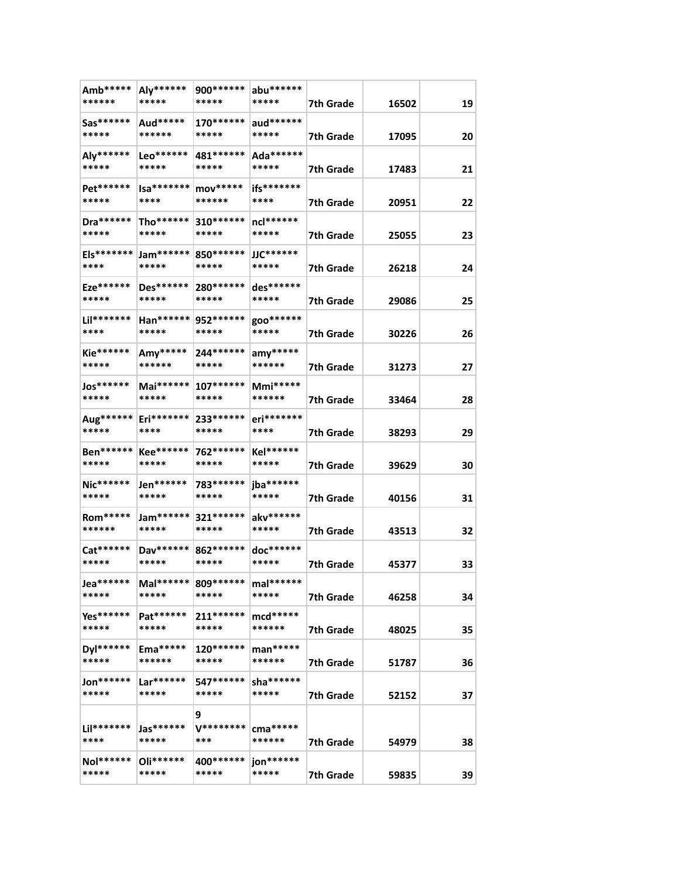| | | | | | | |
|---|---|---|---|---|---|---|
| Amb*********** | Aly*********** | 900*********** | abu*********** | 7th Grade | 16502 | 19 |
| Sas*********** | Aud*********** | 170*********** | aud*********** | 7th Grade | 17095 | 20 |
| Aly*********** | Leo*********** | 481*********** | Ada*********** | 7th Grade | 17483 | 21 |
| Pet*********** | Isa*********** | mov*********** | ifs*********** | 7th Grade | 20951 | 22 |
| Dra*********** | Tho*********** | 310*********** | ncl*********** | 7th Grade | 25055 | 23 |
| Els*********** | Jam*********** | 850*********** | JJC*********** | 7th Grade | 26218 | 24 |
| Eze*********** | Des*********** | 280*********** | des*********** | 7th Grade | 29086 | 25 |
| Lil*********** | Han*********** | 952*********** | goo*********** | 7th Grade | 30226 | 26 |
| Kie*********** | Amy*********** | 244*********** | amy*********** | 7th Grade | 31273 | 27 |
| Jos*********** | Mai*********** | 107*********** | Mmi*********** | 7th Grade | 33464 | 28 |
| Aug*********** | Eri*********** | 233*********** | eri*********** | 7th Grade | 38293 | 29 |
| Ben*********** | Kee*********** | 762*********** | Kel*********** | 7th Grade | 39629 | 30 |
| Nic*********** | Jen*********** | 783*********** | jba*********** | 7th Grade | 40156 | 31 |
| Rom*********** | Jam*********** | 321*********** | akv*********** | 7th Grade | 43513 | 32 |
| Cat*********** | Dav*********** | 862*********** | doc*********** | 7th Grade | 45377 | 33 |
| Jea*********** | Mal*********** | 809*********** | mal*********** | 7th Grade | 46258 | 34 |
| Yes*********** | Pat*********** | 211*********** | mcd*********** | 7th Grade | 48025 | 35 |
| Dyl*********** | Ema*********** | 120*********** | man*********** | 7th Grade | 51787 | 36 |
| Jon*********** | Lar*********** | 547*********** | sha*********** | 7th Grade | 52152 | 37 |
| Lil*********** | Jas*********** | 9 V*********** | cma*********** | 7th Grade | 54979 | 38 |
| Nol*********** | Oli*********** | 400*********** | jon*********** | 7th Grade | 59835 | 39 |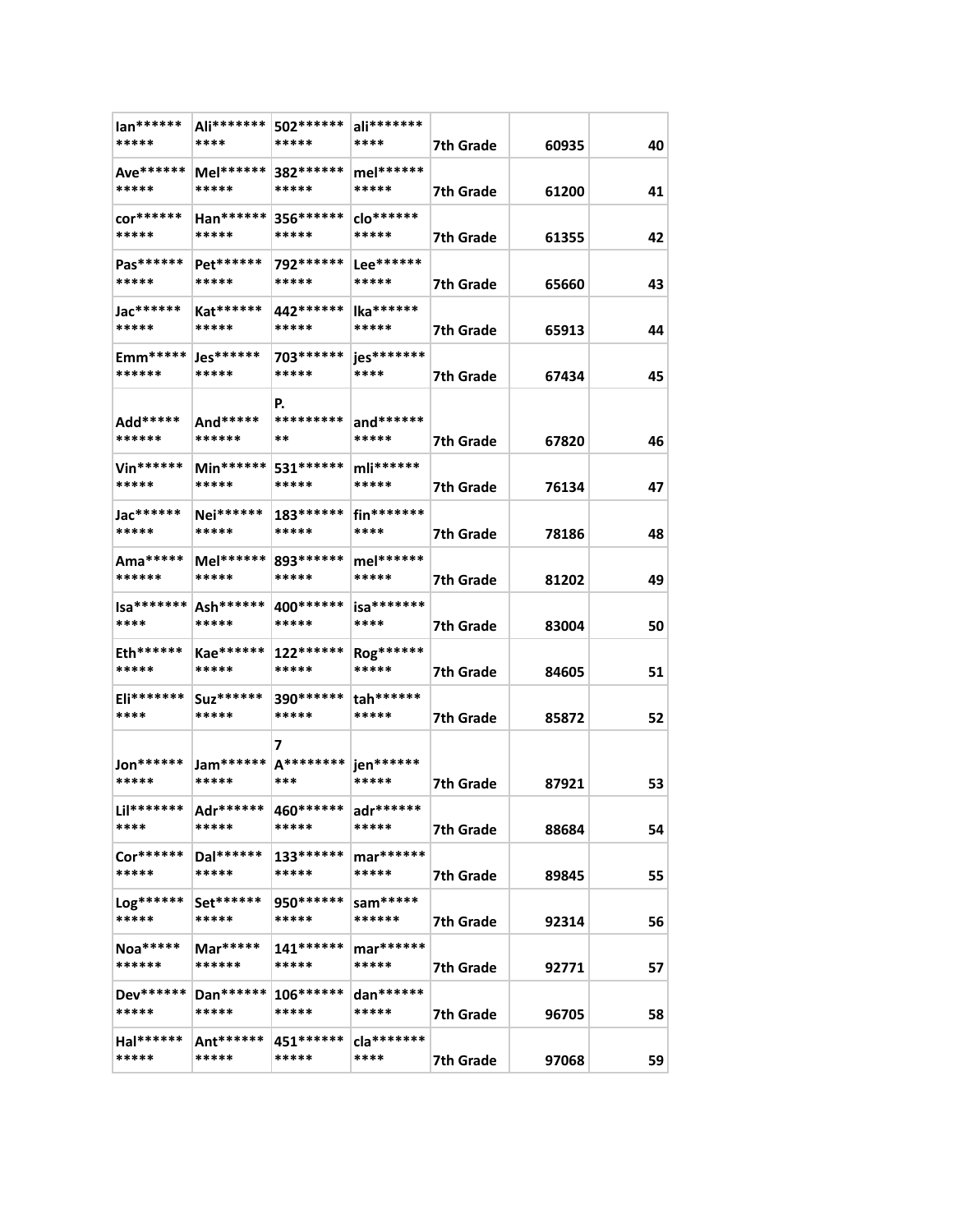| | | | | | | |
|---|---|---|---|---|---|---|
| Ian*********** | Ali*********** | 502*********** | ali*********** | 7th Grade | 60935 | 40 |
| Ave*********** | Mel*********** | 382*********** | mel*********** | 7th Grade | 61200 | 41 |
| cor*********** | Han*********** | 356*********** | clo*********** | 7th Grade | 61355 | 42 |
| Pas*********** | Pet*********** | 792*********** | Lee*********** | 7th Grade | 65660 | 43 |
| Jac*********** | Kat*********** | 442*********** | lka*********** | 7th Grade | 65913 | 44 |
| Emm*********** | Jes*********** | 703*********** | jes*********** | 7th Grade | 67434 | 45 |
| Add*********** | And*********** | P. *********** | and*********** | 7th Grade | 67820 | 46 |
| Vin*********** | Min*********** | 531*********** | mli*********** | 7th Grade | 76134 | 47 |
| Jac*********** | Nei*********** | 183*********** | fin*********** | 7th Grade | 78186 | 48 |
| Ama*********** | Mel*********** | 893*********** | mel*********** | 7th Grade | 81202 | 49 |
| Isa*********** | Ash*********** | 400*********** | isa*********** | 7th Grade | 83004 | 50 |
| Eth*********** | Kae*********** | 122*********** | Rog*********** | 7th Grade | 84605 | 51 |
| Eli*********** | Suz*********** | 390*********** | tah*********** | 7th Grade | 85872 | 52 |
| Jon*********** | Jam*********** | 7 A*********** | jen*********** | 7th Grade | 87921 | 53 |
| Lil*********** | Adr*********** | 460*********** | adr*********** | 7th Grade | 88684 | 54 |
| Cor*********** | Dal*********** | 133*********** | mar*********** | 7th Grade | 89845 | 55 |
| Log*********** | Set*********** | 950*********** | sam*********** | 7th Grade | 92314 | 56 |
| Noa*********** | Mar*********** | 141*********** | mar*********** | 7th Grade | 92771 | 57 |
| Dev*********** | Dan*********** | 106*********** | dan*********** | 7th Grade | 96705 | 58 |
| Hal*********** | Ant*********** | 451*********** | cla*********** | 7th Grade | 97068 | 59 |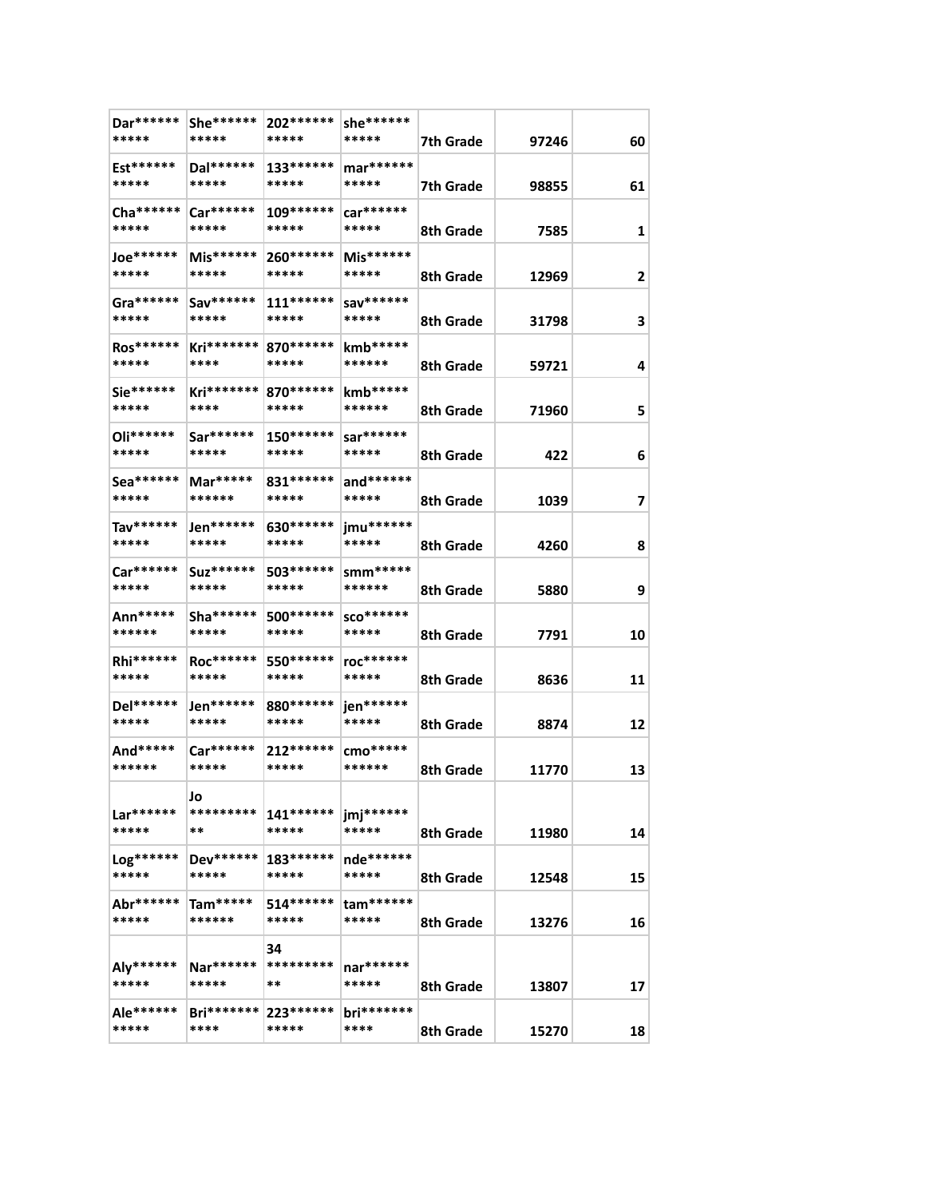| | | | | | | |
|---|---|---|---|---|---|---|
| Dar*********** | She*********** | 202*********** | she*********** | 7th Grade | 97246 | 60 |
| Est*********** | Dal*********** | 133*********** | mar*********** | 7th Grade | 98855 | 61 |
| Cha*********** | Car*********** | 109*********** | car*********** | 8th Grade | 7585 | 1 |
| Joe*********** | Mis*********** | 260*********** | Mis*********** | 8th Grade | 12969 | 2 |
| Gra*********** | Sav*********** | 111*********** | sav*********** | 8th Grade | 31798 | 3 |
| Ros*********** | Kri*********** | 870*********** | kmb*********** | 8th Grade | 59721 | 4 |
| Sie*********** | Kri*********** | 870*********** | kmb*********** | 8th Grade | 71960 | 5 |
| Oli*********** | Sar*********** | 150*********** | sar*********** | 8th Grade | 422 | 6 |
| Sea*********** | Mar*********** | 831*********** | and*********** | 8th Grade | 1039 | 7 |
| Tav*********** | Jen*********** | 630*********** | jmu*********** | 8th Grade | 4260 | 8 |
| Car*********** | Suz*********** | 503*********** | smm*********** | 8th Grade | 5880 | 9 |
| Ann*********** | Sha*********** | 500*********** | sco*********** | 8th Grade | 7791 | 10 |
| Rhi*********** | Roc*********** | 550*********** | roc*********** | 8th Grade | 8636 | 11 |
| Del*********** | Jen*********** | 880*********** | jen*********** | 8th Grade | 8874 | 12 |
| And*********** | Car*********** | 212*********** | cmo*********** | 8th Grade | 11770 | 13 |
| Lar*********** | Jo *********** | 141*********** | jmj*********** | 8th Grade | 11980 | 14 |
| Log*********** | Dev*********** | 183*********** | nde*********** | 8th Grade | 12548 | 15 |
| Abr*********** | Tam*********** | 514*********** | tam*********** | 8th Grade | 13276 | 16 |
| Aly*********** | Nar*********** | 34 *********** | nar*********** | 8th Grade | 13807 | 17 |
| Ale*********** | Bri*********** | 223*********** | bri*********** | 8th Grade | 15270 | 18 |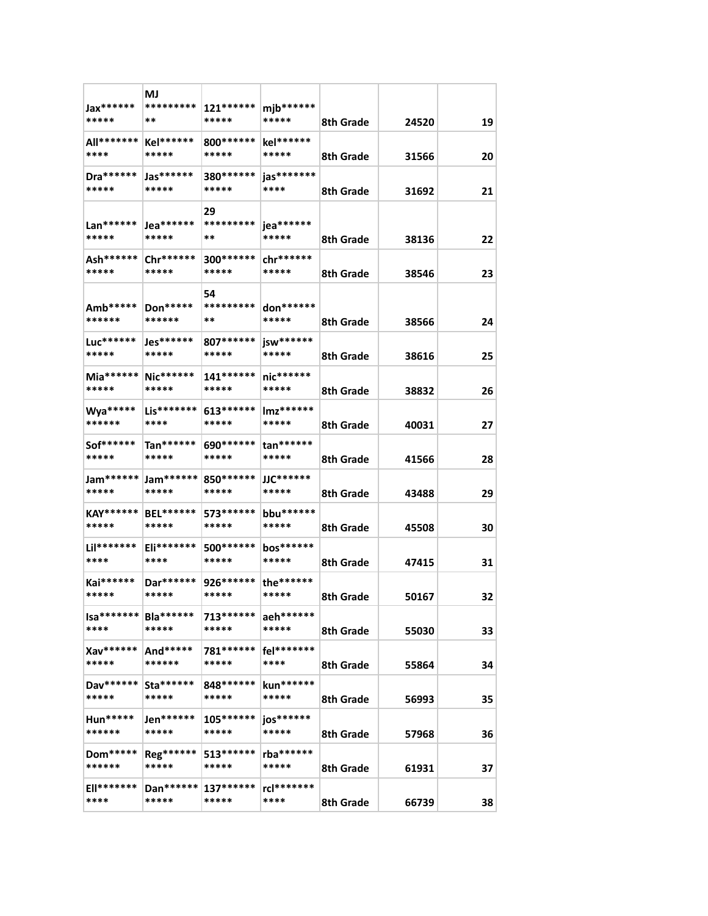| | | | | | | |
|---|---|---|---|---|---|---|
| Jax*********** | MJ*********** | 121*********** | mjb*********** | 8th Grade | 24520 | 19 |
| All*********** | Kel*********** | 800*********** | kel*********** | 8th Grade | 31566 | 20 |
| Dra*********** | Jas*********** | 380*********** | jas*********** | 8th Grade | 31692 | 21 |
| Lan*********** | Jea*********** | 29*********** | jea*********** | 8th Grade | 38136 | 22 |
| Ash*********** | Chr*********** | 300*********** | chr*********** | 8th Grade | 38546 | 23 |
| Amb*********** | Don*********** | 54*********** | don*********** | 8th Grade | 38566 | 24 |
| Luc*********** | Jes*********** | 807*********** | jsw*********** | 8th Grade | 38616 | 25 |
| Mia*********** | Nic*********** | 141*********** | nic*********** | 8th Grade | 38832 | 26 |
| Wya*********** | Lis*********** | 613*********** | lmz*********** | 8th Grade | 40031 | 27 |
| Sof*********** | Tan*********** | 690*********** | tan*********** | 8th Grade | 41566 | 28 |
| Jam*********** | Jam*********** | 850*********** | JJC*********** | 8th Grade | 43488 | 29 |
| KAY*********** | BEL*********** | 573*********** | bbu*********** | 8th Grade | 45508 | 30 |
| Lil*********** | Eli*********** | 500*********** | bos*********** | 8th Grade | 47415 | 31 |
| Kai*********** | Dar*********** | 926*********** | the*********** | 8th Grade | 50167 | 32 |
| Isa*********** | Bla*********** | 713*********** | aeh*********** | 8th Grade | 55030 | 33 |
| Xav*********** | And*********** | 781*********** | fel*********** | 8th Grade | 55864 | 34 |
| Dav*********** | Sta*********** | 848*********** | kun*********** | 8th Grade | 56993 | 35 |
| Hun*********** | Jen*********** | 105*********** | jos*********** | 8th Grade | 57968 | 36 |
| Dom*********** | Reg*********** | 513*********** | rba*********** | 8th Grade | 61931 | 37 |
| Ell*********** | Dan*********** | 137*********** | rcl*********** | 8th Grade | 66739 | 38 |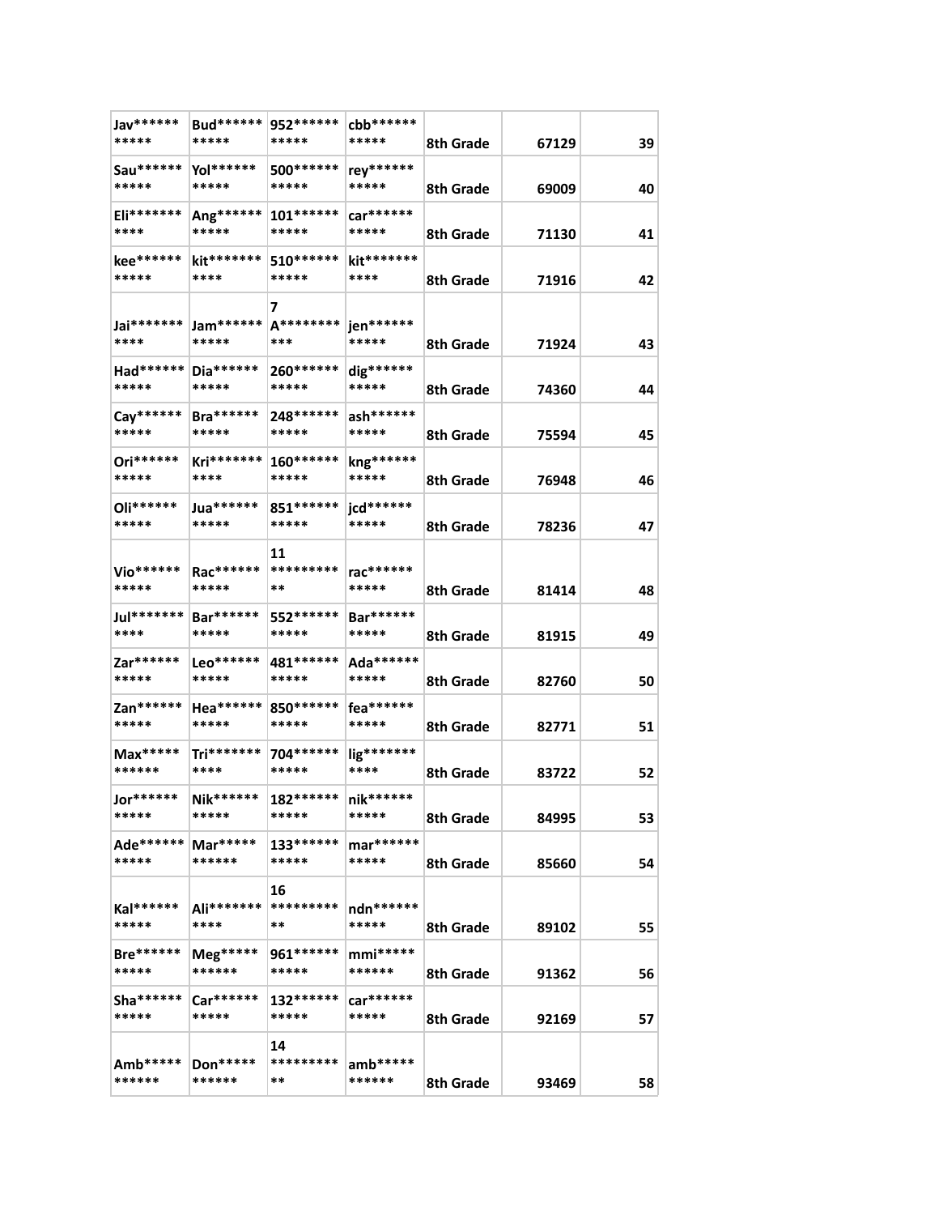| | | | | | | |
|---|---|---|---|---|---|---|
| Jav*********** | Bud*********** | 952*********** | cbb*********** | 8th Grade | 67129 | 39 |
| Sau*********** | Yol*********** | 500*********** | rey*********** | 8th Grade | 69009 | 40 |
| Eli*********** | Ang*********** | 101*********** | car*********** | 8th Grade | 71130 | 41 |
| kee*********** | kit*********** | 510*********** | kit*********** | 8th Grade | 71916 | 42 |
| Jai*********** | Jam*********** | 7 A*********** | jen*********** | 8th Grade | 71924 | 43 |
| Had*********** | Dia*********** | 260*********** | dig*********** | 8th Grade | 74360 | 44 |
| Cay*********** | Bra*********** | 248*********** | ash*********** | 8th Grade | 75594 | 45 |
| Ori*********** | Kri*********** | 160*********** | kng*********** | 8th Grade | 76948 | 46 |
| Oli*********** | Jua*********** | 851*********** | jcd*********** | 8th Grade | 78236 | 47 |
| Vio*********** | Rac*********** | 11 *********** | rac*********** | 8th Grade | 81414 | 48 |
| Jul*********** | Bar*********** | 552*********** | Bar*********** | 8th Grade | 81915 | 49 |
| Zar*********** | Leo*********** | 481*********** | Ada*********** | 8th Grade | 82760 | 50 |
| Zan*********** | Hea*********** | 850*********** | fea*********** | 8th Grade | 82771 | 51 |
| Max*********** | Tri*********** | 704*********** | lig*********** | 8th Grade | 83722 | 52 |
| Jor*********** | Nik*********** | 182*********** | nik*********** | 8th Grade | 84995 | 53 |
| Ade*********** | Mar*********** | 133*********** | mar*********** | 8th Grade | 85660 | 54 |
| Kal*********** | Ali*********** | 16 *********** | ndn*********** | 8th Grade | 89102 | 55 |
| Bre*********** | Meg*********** | 961*********** | mmi*********** | 8th Grade | 91362 | 56 |
| Sha*********** | Car*********** | 132*********** | car*********** | 8th Grade | 92169 | 57 |
| Amb*********** | Don*********** | 14 *********** | amb*********** | 8th Grade | 93469 | 58 |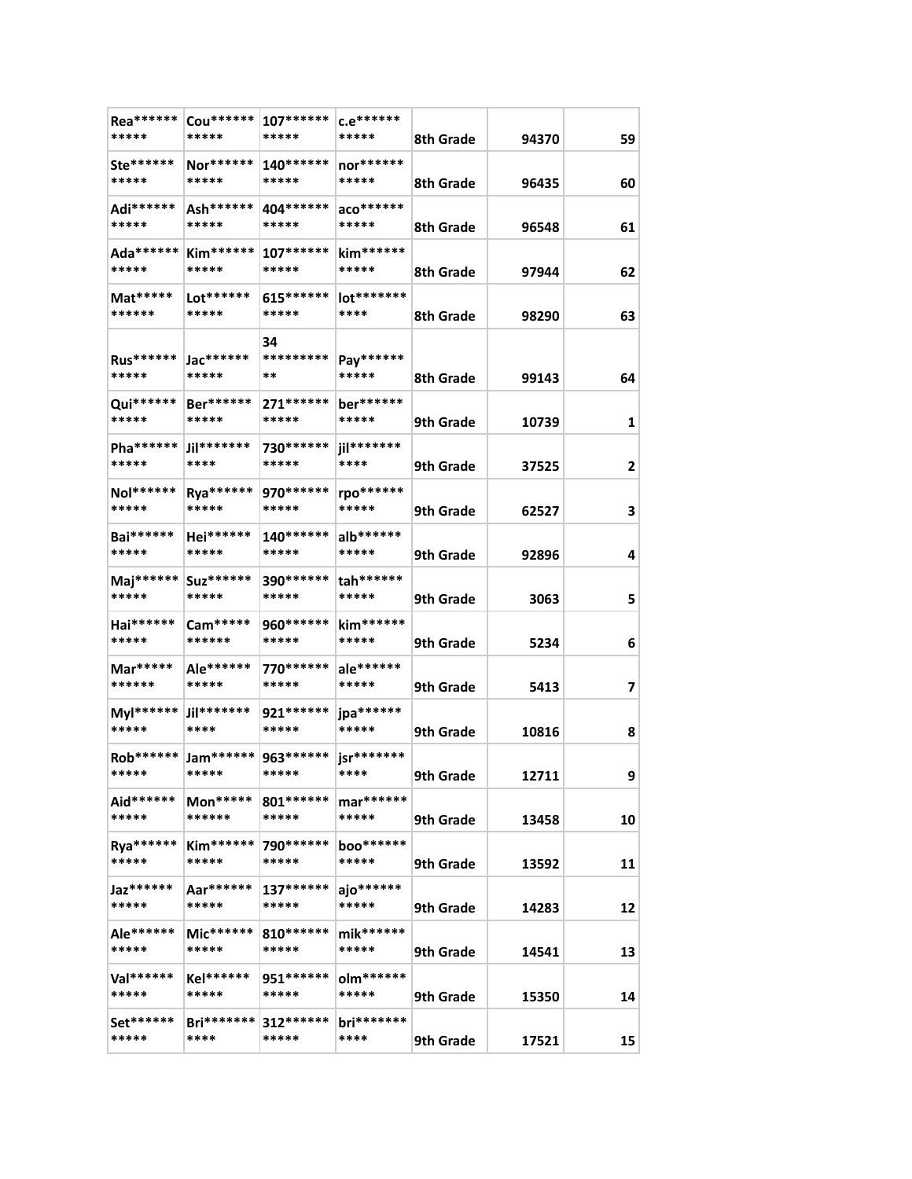| | | | | | | |
|---|---|---|---|---|---|---|
| Rea*********** | Cou*********** | 107*********** | c.e*********** | 8th Grade | 94370 | 59 |
| Ste*********** | Nor*********** | 140*********** | nor*********** | 8th Grade | 96435 | 60 |
| Adi*********** | Ash*********** | 404*********** | aco*********** | 8th Grade | 96548 | 61 |
| Ada*********** | Kim*********** | 107*********** | kim*********** | 8th Grade | 97944 | 62 |
| Mat*********** | Lot*********** | 615*********** | lot*********** | 8th Grade | 98290 | 63 |
| Rus*********** | Jac*********** | 34*********** | Pay*********** | 8th Grade | 99143 | 64 |
| Qui*********** | Ber*********** | 271*********** | ber*********** | 9th Grade | 10739 | 1 |
| Pha*********** | Jil*********** | 730*********** | jil*********** | 9th Grade | 37525 | 2 |
| Nol*********** | Rya*********** | 970*********** | rpo*********** | 9th Grade | 62527 | 3 |
| Bai*********** | Hei*********** | 140*********** | alb*********** | 9th Grade | 92896 | 4 |
| Maj*********** | Suz*********** | 390*********** | tah*********** | 9th Grade | 3063 | 5 |
| Hai*********** | Cam*********** | 960*********** | kim*********** | 9th Grade | 5234 | 6 |
| Mar*********** | Ale*********** | 770*********** | ale*********** | 9th Grade | 5413 | 7 |
| Myl*********** | Jil*********** | 921*********** | jpa*********** | 9th Grade | 10816 | 8 |
| Rob*********** | Jam*********** | 963*********** | jsr*********** | 9th Grade | 12711 | 9 |
| Aid*********** | Mon*********** | 801*********** | mar*********** | 9th Grade | 13458 | 10 |
| Rya*********** | Kim*********** | 790*********** | boo*********** | 9th Grade | 13592 | 11 |
| Jaz*********** | Aar*********** | 137*********** | ajo*********** | 9th Grade | 14283 | 12 |
| Ale*********** | Mic*********** | 810*********** | mik*********** | 9th Grade | 14541 | 13 |
| Val*********** | Kel*********** | 951*********** | olm*********** | 9th Grade | 15350 | 14 |
| Set*********** | Bri*********** | 312*********** | bri*********** | 9th Grade | 17521 | 15 |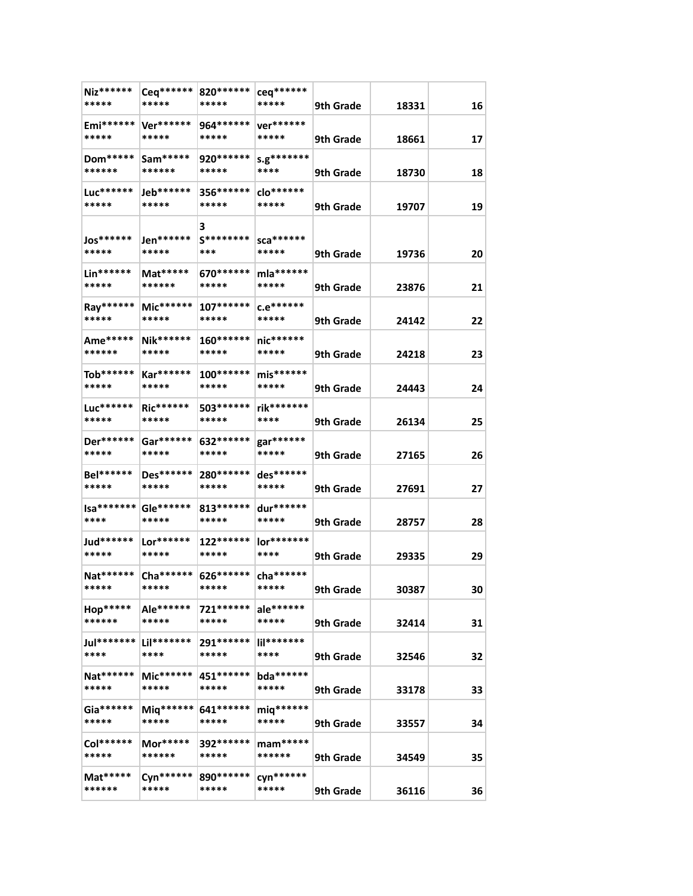| | | | | | | |
|---|---|---|---|---|---|---|
| Niz*********** | Ceq*********** | 820*********** | ceq*********** | 9th Grade | 18331 | 16 |
| Emi*********** | Ver*********** | 964*********** | ver*********** | 9th Grade | 18661 | 17 |
| Dom*********** | Sam*********** | 920*********** | s.g*********** | 9th Grade | 18730 | 18 |
| Luc*********** | Jeb*********** | 356*********** | clo*********** | 9th Grade | 19707 | 19 |
| Jos*********** | Jen*********** | 3 S*********** | sca*********** | 9th Grade | 19736 | 20 |
| Lin*********** | Mat*********** | 670*********** | mla*********** | 9th Grade | 23876 | 21 |
| Ray*********** | Mic*********** | 107*********** | c.e*********** | 9th Grade | 24142 | 22 |
| Ame*********** | Nik*********** | 160*********** | nic*********** | 9th Grade | 24218 | 23 |
| Tob*********** | Kar*********** | 100*********** | mis*********** | 9th Grade | 24443 | 24 |
| Luc*********** | Ric*********** | 503*********** | rik*********** | 9th Grade | 26134 | 25 |
| Der*********** | Gar*********** | 632*********** | gar*********** | 9th Grade | 27165 | 26 |
| Bel*********** | Des*********** | 280*********** | des*********** | 9th Grade | 27691 | 27 |
| Isa*********** | Gle*********** | 813*********** | dur*********** | 9th Grade | 28757 | 28 |
| Jud*********** | Lor*********** | 122*********** | lor*********** | 9th Grade | 29335 | 29 |
| Nat*********** | Cha*********** | 626*********** | cha*********** | 9th Grade | 30387 | 30 |
| Hop*********** | Ale*********** | 721*********** | ale*********** | 9th Grade | 32414 | 31 |
| Jul*********** | Lil*********** | 291*********** | lil*********** | 9th Grade | 32546 | 32 |
| Nat*********** | Mic*********** | 451*********** | bda*********** | 9th Grade | 33178 | 33 |
| Gia*********** | Miq*********** | 641*********** | miq*********** | 9th Grade | 33557 | 34 |
| Col*********** | Mor*********** | 392*********** | mam*********** | 9th Grade | 34549 | 35 |
| Mat*********** | Cyn*********** | 890*********** | cyn*********** | 9th Grade | 36116 | 36 |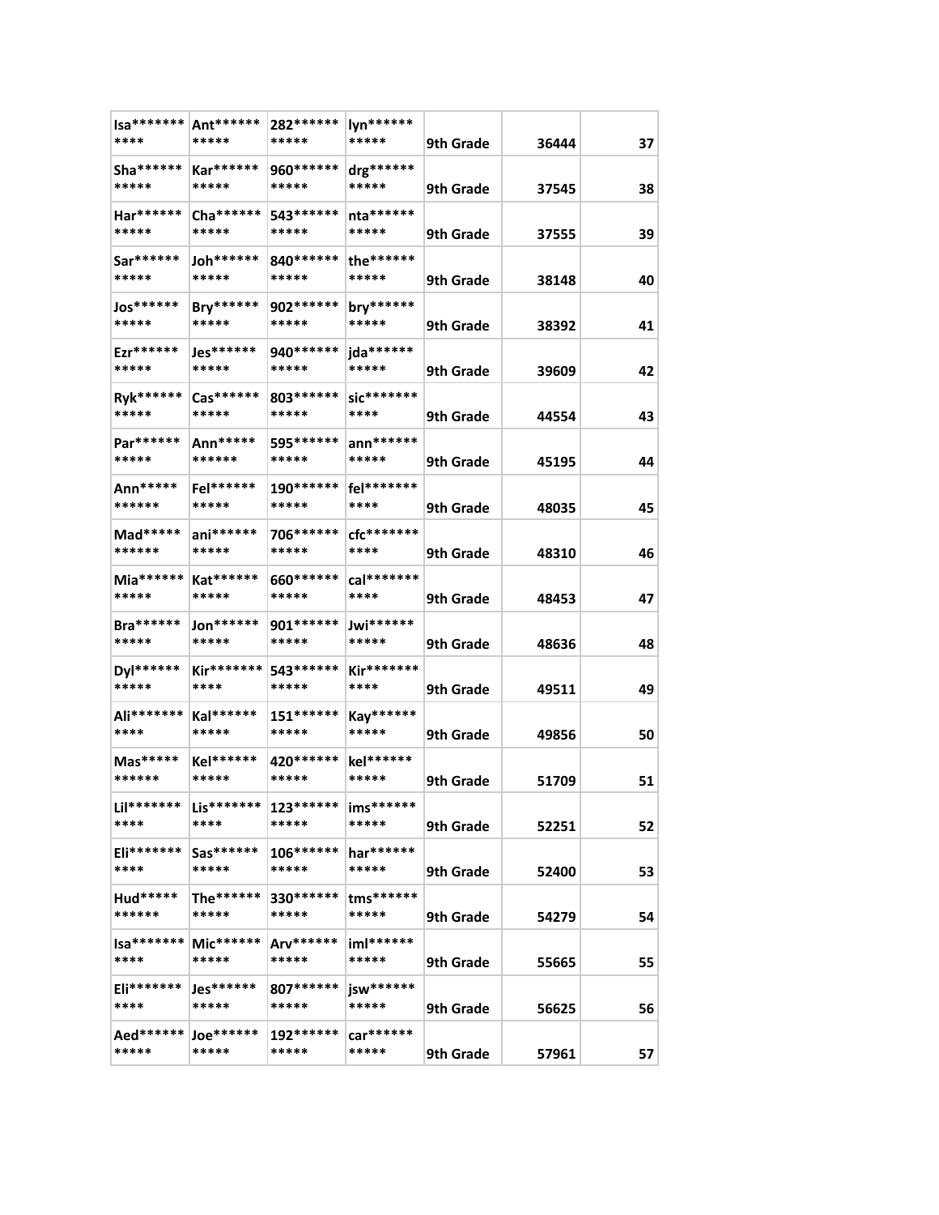| | | | | | | |
|---|---|---|---|---|---|---|
| Isa*********** | Ant*********** | 282*********** | lyn*********** | 9th Grade | 36444 | 37 |
| Sha*********** | Kar*********** | 960*********** | drg*********** | 9th Grade | 37545 | 38 |
| Har*********** | Cha*********** | 543*********** | nta*********** | 9th Grade | 37555 | 39 |
| Sar*********** | Joh*********** | 840*********** | the*********** | 9th Grade | 38148 | 40 |
| Jos*********** | Bry*********** | 902*********** | bry*********** | 9th Grade | 38392 | 41 |
| Ezr*********** | Jes*********** | 940*********** | jda*********** | 9th Grade | 39609 | 42 |
| Ryk*********** | Cas*********** | 803*********** | sic*********** | 9th Grade | 44554 | 43 |
| Par*********** | Ann*********** | 595*********** | ann*********** | 9th Grade | 45195 | 44 |
| Ann*********** | Fel*********** | 190*********** | fel*********** | 9th Grade | 48035 | 45 |
| Mad*********** | ani*********** | 706*********** | cfc*********** | 9th Grade | 48310 | 46 |
| Mia*********** | Kat*********** | 660*********** | cal*********** | 9th Grade | 48453 | 47 |
| Bra*********** | Jon*********** | 901*********** | Jwi*********** | 9th Grade | 48636 | 48 |
| Dyl*********** | Kir*********** | 543*********** | Kir*********** | 9th Grade | 49511 | 49 |
| Ali*********** | Kal*********** | 151*********** | Kay*********** | 9th Grade | 49856 | 50 |
| Mas*********** | Kel*********** | 420*********** | kel*********** | 9th Grade | 51709 | 51 |
| Lil*********** | Lis*********** | 123*********** | ims*********** | 9th Grade | 52251 | 52 |
| Eli*********** | Sas*********** | 106*********** | har*********** | 9th Grade | 52400 | 53 |
| Hud*********** | The*********** | 330*********** | tms*********** | 9th Grade | 54279 | 54 |
| Isa*********** | Mic*********** | Arv*********** | iml*********** | 9th Grade | 55665 | 55 |
| Eli*********** | Jes*********** | 807*********** | jsw*********** | 9th Grade | 56625 | 56 |
| Aed*********** | Joe*********** | 192*********** | car*********** | 9th Grade | 57961 | 57 |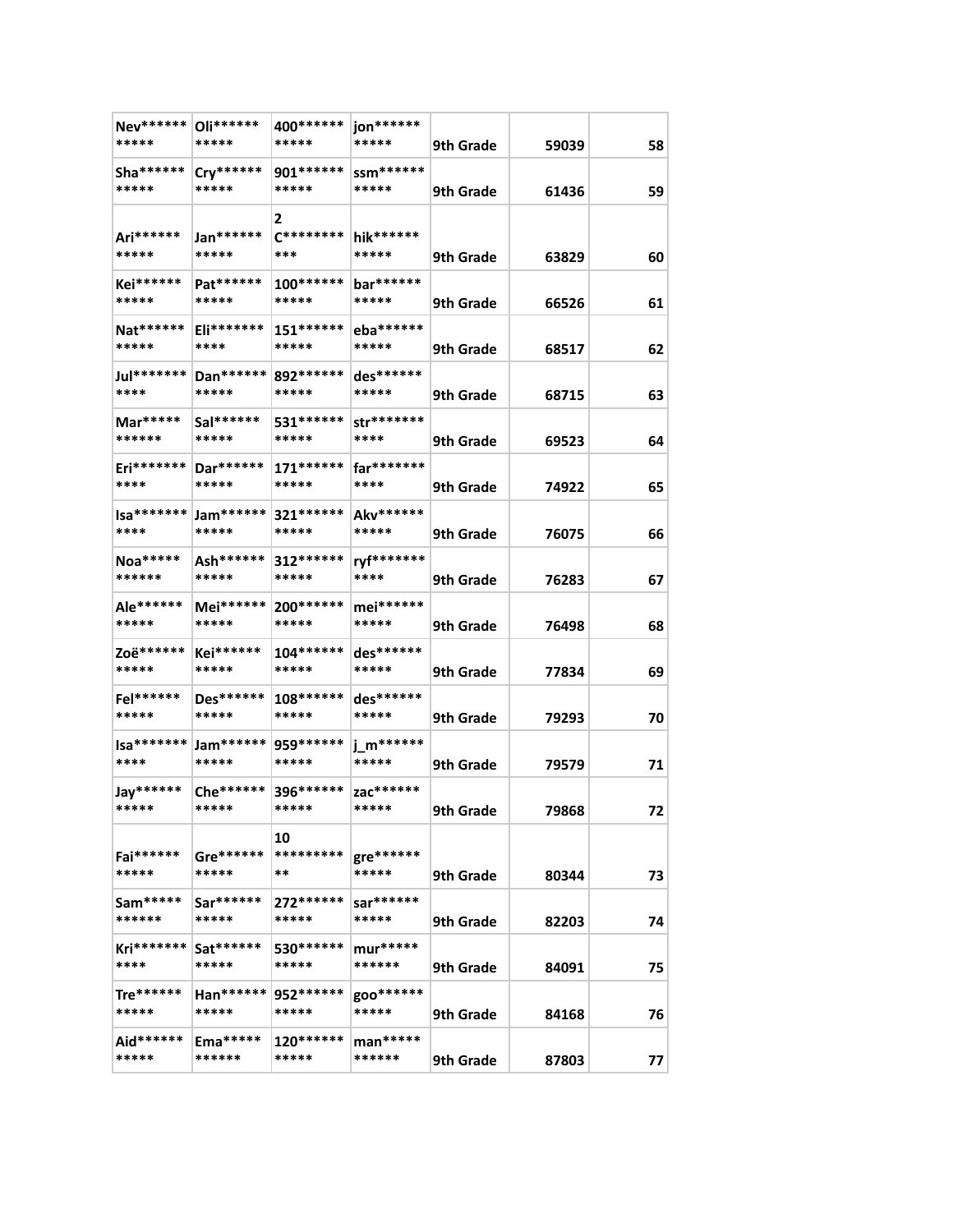| | | | | | | |
|---|---|---|---|---|---|---|
| Nev*********** | Oli*********** | 400*********** | jon*********** | 9th Grade | 59039 | 58 |
| Sha*********** | Cry*********** | 901*********** | ssm*********** | 9th Grade | 61436 | 59 |
| Ari*********** | Jan*********** | 2 C*********** | hik*********** | 9th Grade | 63829 | 60 |
| Kei*********** | Pat*********** | 100*********** | bar*********** | 9th Grade | 66526 | 61 |
| Nat*********** | Eli*********** | 151*********** | eba*********** | 9th Grade | 68517 | 62 |
| Jul*********** | Dan*********** | 892*********** | des*********** | 9th Grade | 68715 | 63 |
| Mar*********** | Sal*********** | 531*********** | str*********** | 9th Grade | 69523 | 64 |
| Eri*********** | Dar*********** | 171*********** | far*********** | 9th Grade | 74922 | 65 |
| Isa*********** | Jam*********** | 321*********** | Akv*********** | 9th Grade | 76075 | 66 |
| Noa*********** | Ash*********** | 312*********** | ryf*********** | 9th Grade | 76283 | 67 |
| Ale*********** | Mei*********** | 200*********** | mei*********** | 9th Grade | 76498 | 68 |
| Zoë*********** | Kei*********** | 104*********** | des*********** | 9th Grade | 77834 | 69 |
| Fel*********** | Des*********** | 108*********** | des*********** | 9th Grade | 79293 | 70 |
| Isa*********** | Jam*********** | 959*********** | j_m*********** | 9th Grade | 79579 | 71 |
| Jay*********** | Che*********** | 396*********** | zac*********** | 9th Grade | 79868 | 72 |
| Fai*********** | Gre*********** | 10 *********** | gre*********** | 9th Grade | 80344 | 73 |
| Sam*********** | Sar*********** | 272*********** | sar*********** | 9th Grade | 82203 | 74 |
| Kri*********** | Sat*********** | 530*********** | mur*********** | 9th Grade | 84091 | 75 |
| Tre*********** | Han*********** | 952*********** | goo*********** | 9th Grade | 84168 | 76 |
| Aid*********** | Ema*********** | 120*********** | man*********** | 9th Grade | 87803 | 77 |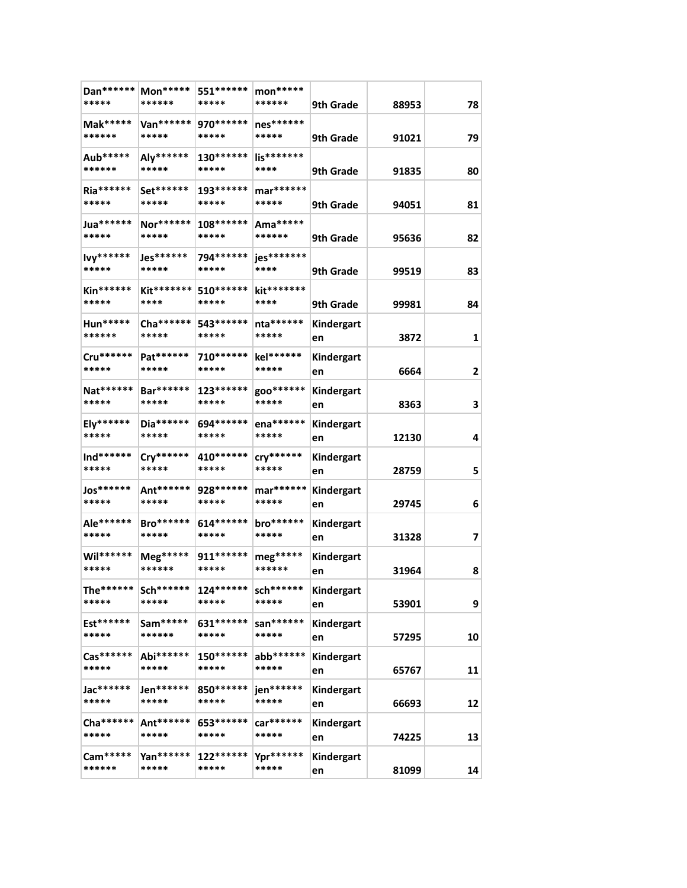| | | | | | | |
|---|---|---|---|---|---|---|
| Dan*********** | Mon*********** | 551*********** | mon*********** | 9th Grade | 88953 | 78 |
| Mak*********** | Van*********** | 970*********** | nes*********** | 9th Grade | 91021 | 79 |
| Aub*********** | Aly*********** | 130*********** | lis*********** | 9th Grade | 91835 | 80 |
| Ria*********** | Set*********** | 193*********** | mar*********** | 9th Grade | 94051 | 81 |
| Jua*********** | Nor*********** | 108*********** | Ama*********** | 9th Grade | 95636 | 82 |
| Ivy*********** | Jes*********** | 794*********** | jes*********** | 9th Grade | 99519 | 83 |
| Kin*********** | Kit*********** | 510*********** | kit*********** | 9th Grade | 99981 | 84 |
| Hun*********** | Cha*********** | 543*********** | nta*********** | Kindergarten | 3872 | 1 |
| Cru*********** | Pat*********** | 710*********** | kel*********** | Kindergarten | 6664 | 2 |
| Nat*********** | Bar*********** | 123*********** | goo*********** | Kindergarten | 8363 | 3 |
| Ely*********** | Dia*********** | 694*********** | ena*********** | Kindergarten | 12130 | 4 |
| Ind*********** | Cry*********** | 410*********** | cry*********** | Kindergarten | 28759 | 5 |
| Jos*********** | Ant*********** | 928*********** | mar*********** | Kindergarten | 29745 | 6 |
| Ale*********** | Bro*********** | 614*********** | bro*********** | Kindergarten | 31328 | 7 |
| Wil*********** | Meg*********** | 911*********** | meg*********** | Kindergarten | 31964 | 8 |
| The*********** | Sch*********** | 124*********** | sch*********** | Kindergarten | 53901 | 9 |
| Est*********** | Sam*********** | 631*********** | san*********** | Kindergarten | 57295 | 10 |
| Cas*********** | Abi*********** | 150*********** | abb*********** | Kindergarten | 65767 | 11 |
| Jac*********** | Jen*********** | 850*********** | jen*********** | Kindergarten | 66693 | 12 |
| Cha*********** | Ant*********** | 653*********** | car*********** | Kindergarten | 74225 | 13 |
| Cam*********** | Yan*********** | 122*********** | Ypr*********** | Kindergarten | 81099 | 14 |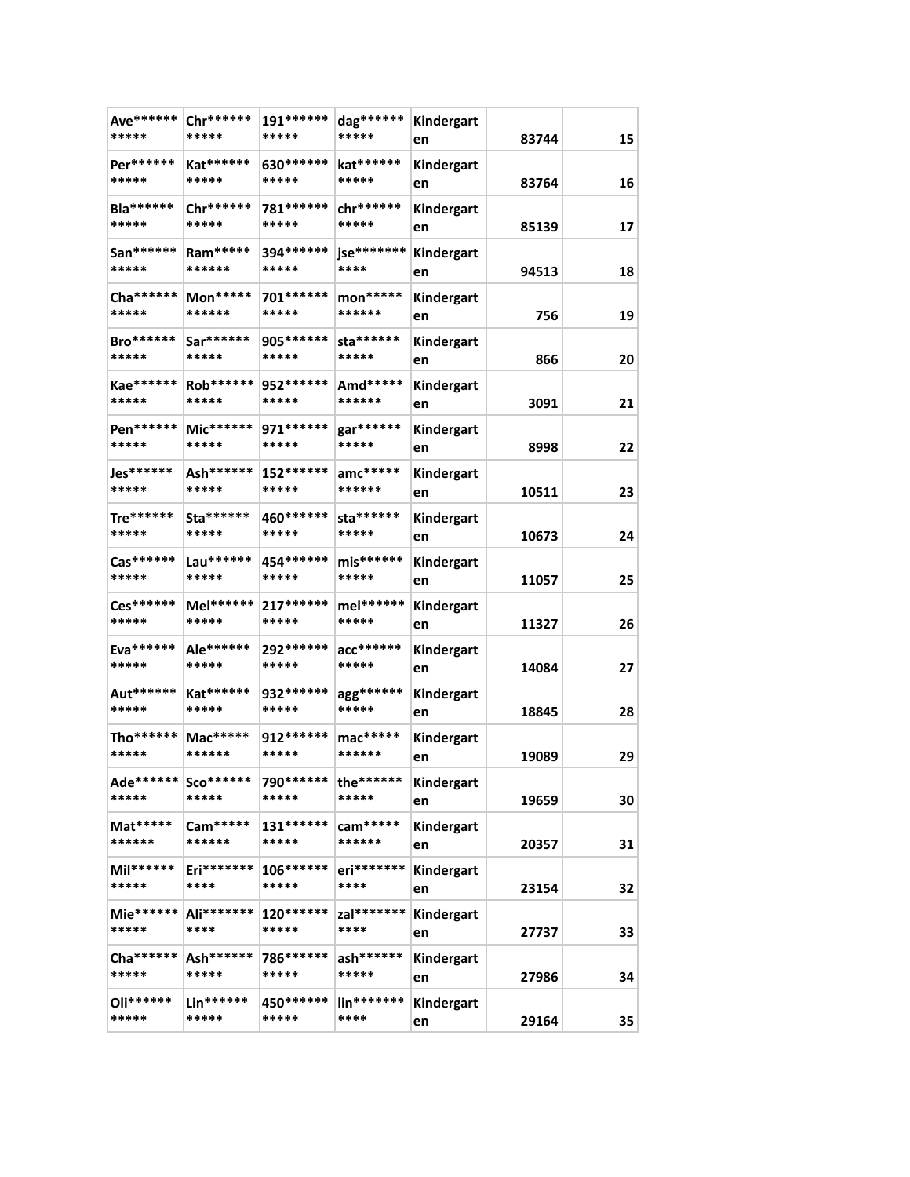| | | | | | | |
|---|---|---|---|---|---|---|
| Ave*********** | Chr*********** | 191*********** | dag*********** | Kindergarten | 83744 | 15 |
| Per*********** | Kat*********** | 630*********** | kat*********** | Kindergarten | 83764 | 16 |
| Bla*********** | Chr*********** | 781*********** | chr*********** | Kindergarten | 85139 | 17 |
| San*********** | Ram*********** | 394*********** | jse*********** | Kindergarten | 94513 | 18 |
| Cha*********** | Mon*********** | 701*********** | mon*********** | Kindergarten | 756 | 19 |
| Bro*********** | Sar*********** | 905*********** | sta*********** | Kindergarten | 866 | 20 |
| Kae*********** | Rob*********** | 952*********** | Amd*********** | Kindergarten | 3091 | 21 |
| Pen*********** | Mic*********** | 971*********** | gar*********** | Kindergarten | 8998 | 22 |
| Jes*********** | Ash*********** | 152*********** | amc*********** | Kindergarten | 10511 | 23 |
| Tre*********** | Sta*********** | 460*********** | sta*********** | Kindergarten | 10673 | 24 |
| Cas*********** | Lau*********** | 454*********** | mis*********** | Kindergarten | 11057 | 25 |
| Ces*********** | Mel*********** | 217*********** | mel*********** | Kindergarten | 11327 | 26 |
| Eva*********** | Ale*********** | 292*********** | acc*********** | Kindergarten | 14084 | 27 |
| Aut*********** | Kat*********** | 932*********** | agg*********** | Kindergarten | 18845 | 28 |
| Tho*********** | Mac*********** | 912*********** | mac*********** | Kindergarten | 19089 | 29 |
| Ade*********** | Sco*********** | 790*********** | the*********** | Kindergarten | 19659 | 30 |
| Mat*********** | Cam*********** | 131*********** | cam*********** | Kindergarten | 20357 | 31 |
| Mil*********** | Eri*********** | 106*********** | eri*********** | Kindergarten | 23154 | 32 |
| Mie*********** | Ali*********** | 120*********** | zal*********** | Kindergarten | 27737 | 33 |
| Cha*********** | Ash*********** | 786*********** | ash*********** | Kindergarten | 27986 | 34 |
| Oli*********** | Lin*********** | 450*********** | lin*********** | Kindergarten | 29164 | 35 |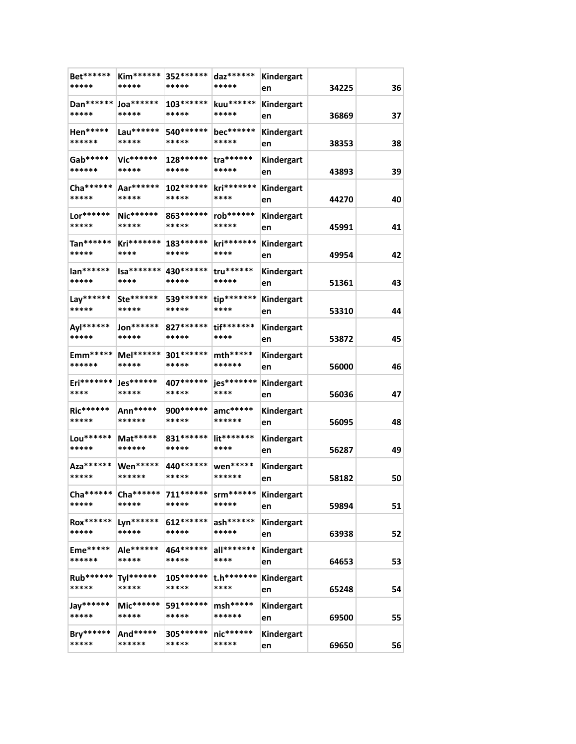| | | | | | | |
|---|---|---|---|---|---|---|
| Bet*********** | Kim*********** | 352*********** | daz*********** | Kindergarten | 34225 | 36 |
| Dan*********** | Joa*********** | 103*********** | kuu*********** | Kindergarten | 36869 | 37 |
| Hen*********** | Lau*********** | 540*********** | bec*********** | Kindergarten | 38353 | 38 |
| Gab*********** | Vic*********** | 128*********** | tra*********** | Kindergarten | 43893 | 39 |
| Cha*********** | Aar*********** | 102*********** | kri*********** | Kindergarten | 44270 | 40 |
| Lor*********** | Nic*********** | 863*********** | rob*********** | Kindergarten | 45991 | 41 |
| Tan*********** | Kri*********** | 183*********** | kri*********** | Kindergarten | 49954 | 42 |
| Ian*********** | Isa*********** | 430*********** | tru*********** | Kindergarten | 51361 | 43 |
| Lay*********** | Ste*********** | 539*********** | tip*********** | Kindergarten | 53310 | 44 |
| Ayl*********** | Jon*********** | 827*********** | tif*********** | Kindergarten | 53872 | 45 |
| Emm*********** | Mel*********** | 301*********** | mth*********** | Kindergarten | 56000 | 46 |
| Eri*********** | Jes*********** | 407*********** | jes*********** | Kindergarten | 56036 | 47 |
| Ric*********** | Ann*********** | 900*********** | amc*********** | Kindergarten | 56095 | 48 |
| Lou*********** | Mat*********** | 831*********** | lit*********** | Kindergarten | 56287 | 49 |
| Aza*********** | Wen*********** | 440*********** | wen*********** | Kindergarten | 58182 | 50 |
| Cha*********** | Cha*********** | 711*********** | srm*********** | Kindergarten | 59894 | 51 |
| Rox*********** | Lyn*********** | 612*********** | ash*********** | Kindergarten | 63938 | 52 |
| Eme*********** | Ale*********** | 464*********** | all*********** | Kindergarten | 64653 | 53 |
| Rub*********** | Tyl*********** | 105*********** | t.h*********** | Kindergarten | 65248 | 54 |
| Jay*********** | Mic*********** | 591*********** | msh*********** | Kindergarten | 69500 | 55 |
| Bry*********** | And*********** | 305*********** | nic*********** | Kindergarten | 69650 | 56 |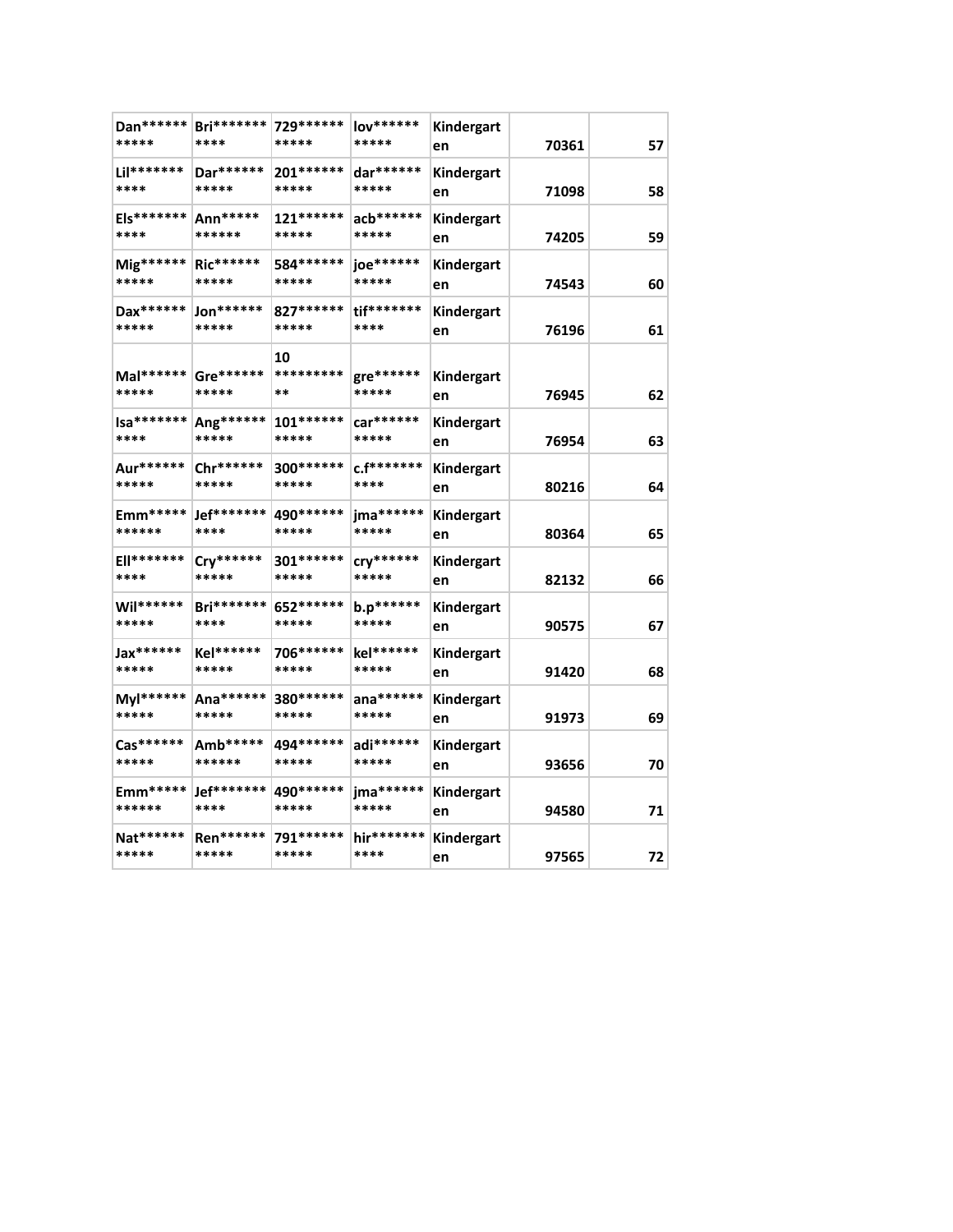| | | | | | | |
|---|---|---|---|---|---|---|
| **Dan*********** | **Bri************* | **729*********** | **lov*********** | **Kindergarten** | **70361** | **57** |
| **Lil*********** | **Dar*********** | **201*********** | **dar*********** | **Kindergarten** | **71098** | **58** |
| **Els*********** | **Ann*********** | **121*********** | **acb*********** | **Kindergarten** | **74205** | **59** |
| **Mig*********** | **Ric*********** | **584*********** | **joe*********** | **Kindergarten** | **74543** | **60** |
| **Dax*********** | **Jon*********** | **827*********** | **tif*********** | **Kindergarten** | **76196** | **61** |
| **Mal*********** | **Gre*********** | **10 ************* | **gre*********** | **Kindergarten** | **76945** | **62** |
| **Isa*********** | **Ang*********** | **101*********** | **car*********** | **Kindergarten** | **76954** | **63** |
| **Aur*********** | **Chr*********** | **300*********** | **c.f*********** | **Kindergarten** | **80216** | **64** |
| **Emm*********** | **Jef*********** | **490*********** | **jma*********** | **Kindergarten** | **80364** | **65** |
| **Ell*********** | **Cry*********** | **301*********** | **cry*********** | **Kindergarten** | **82132** | **66** |
| **Wil*********** | **Bri*********** | **652*********** | **b.p*********** | **Kindergarten** | **90575** | **67** |
| **Jax*********** | **Kel*********** | **706*********** | **kel*********** | **Kindergarten** | **91420** | **68** |
| **Myl*********** | **Ana*********** | **380*********** | **ana*********** | **Kindergarten** | **91973** | **69** |
| **Cas*********** | **Amb*********** | **494*********** | **adi*********** | **Kindergarten** | **93656** | **70** |
| **Emm*********** | **Jef*********** | **490*********** | **jma*********** | **Kindergarten** | **94580** | **71** |
| **Nat*********** | **Ren*********** | **791*********** | **hir*********** | **Kindergarten** | **97565** | **72** |